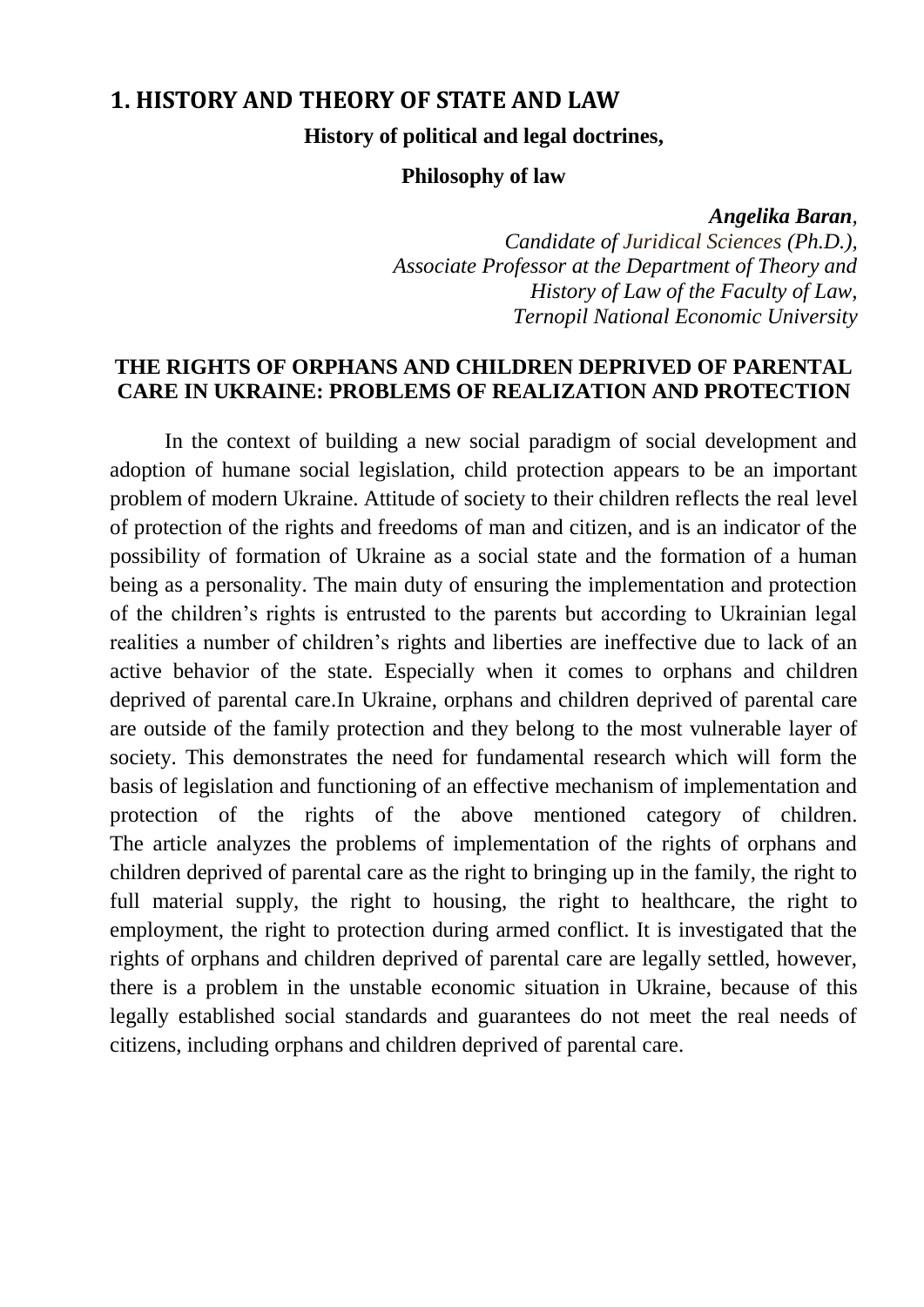# 1. HISTORY AND THEORY OF STATE AND LAW

**History of political and legal doctrines,**

**Philosophy of law**

***Angelika Baran**,*
*Candidate of Juridical Sciences (Ph.D.),*
*Associate Professor at the Department of Theory and History of Law of the Faculty of Law,*
*Ternopil National Economic University*

## THE RIGHTS OF ORPHANS AND CHILDREN DEPRIVED OF PARENTAL CARE IN UKRAINE: PROBLEMS OF REALIZATION AND PROTECTION

In the context of building a new social paradigm of social development and adoption of humane social legislation, child protection appears to be an important problem of modern Ukraine. Attitude of society to their children reflects the real level of protection of the rights and freedoms of man and citizen, and is an indicator of the possibility of formation of Ukraine as a social state and the formation of a human being as a personality. The main duty of ensuring the implementation and protection of the children's rights is entrusted to the parents but according to Ukrainian legal realities a number of children's rights and liberties are ineffective due to lack of an active behavior of the state. Especially when it comes to orphans and children deprived of parental care.In Ukraine, orphans and children deprived of parental care are outside of the family protection and they belong to the most vulnerable layer of society. This demonstrates the need for fundamental research which will form the basis of legislation and functioning of an effective mechanism of implementation and protection of the rights of the above mentioned category of children. The article analyzes the problems of implementation of the rights of orphans and children deprived of parental care as the right to bringing up in the family, the right to full material supply, the right to housing, the right to healthcare, the right to employment, the right to protection during armed conflict. It is investigated that the rights of orphans and children deprived of parental care are legally settled, however, there is a problem in the unstable economic situation in Ukraine, because of this legally established social standards and guarantees do not meet the real needs of citizens, including orphans and children deprived of parental care.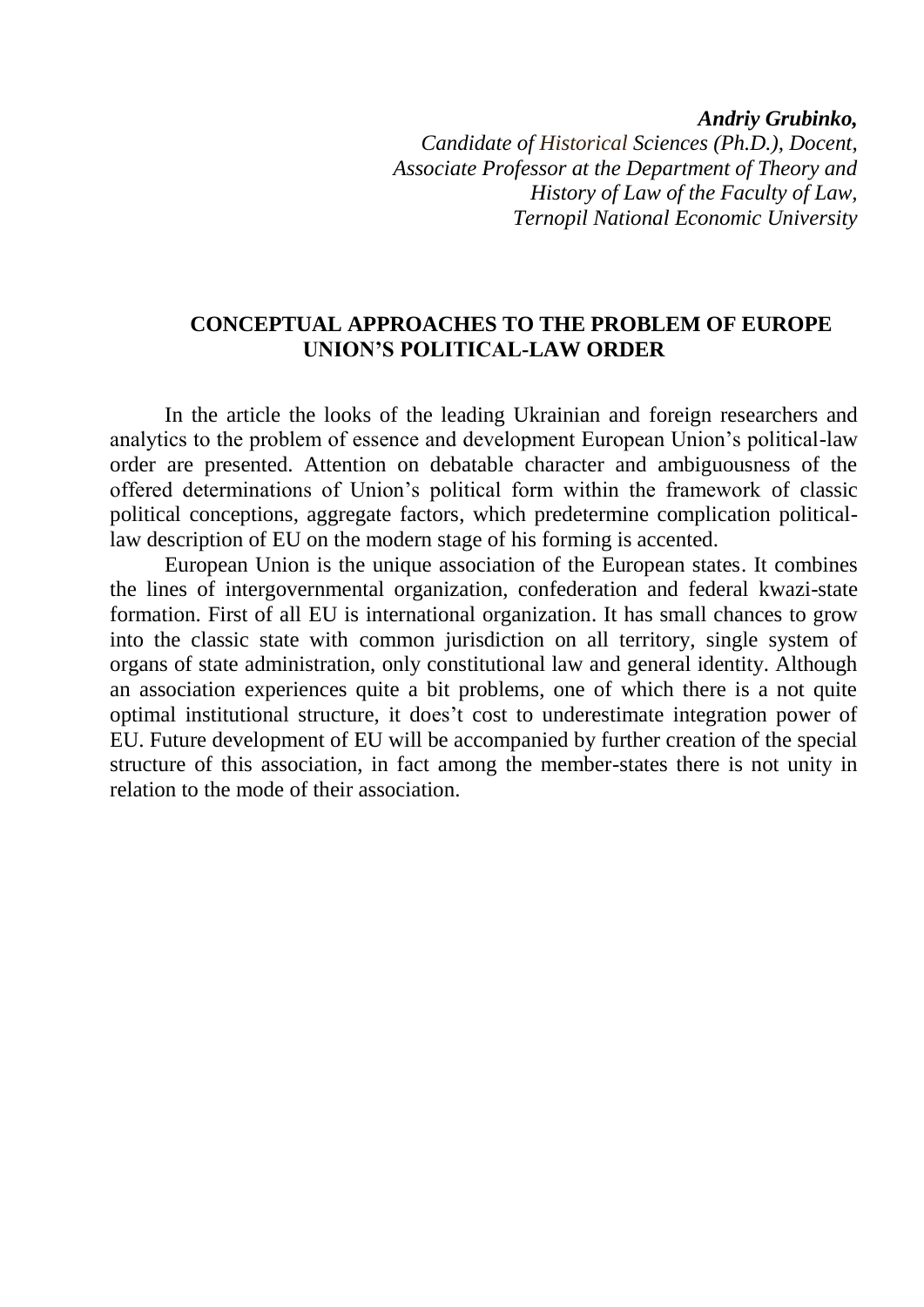***Andriy Grubinko,***
*Candidate of Historical Sciences (Ph.D.), Docent,*
*Associate Professor at the Department of Theory and*
*History of Law of the Faculty of Law,*
*Ternopil National Economic University*

# CONCEPTUAL APPROACHES TO THE PROBLEM OF EUROPE UNION'S POLITICAL-LAW ORDER

In the article the looks of the leading Ukrainian and foreign researchers and analytics to the problem of essence and development European Union's political-law order are presented. Attention on debatable character and ambiguousness of the offered determinations of Union's political form within the framework of classic political conceptions, aggregate factors, which predetermine complication political-law description of EU on the modern stage of his forming is accented.

European Union is the unique association of the European states. It combines the lines of intergovernmental organization, confederation and federal kwazi-state formation. First of all EU is international organization. It has small chances to grow into the classic state with common jurisdiction on all territory, single system of organs of state administration, only constitutional law and general identity. Although an association experiences quite a bit problems, one of which there is a not quite optimal institutional structure, it does't cost to underestimate integration power of EU. Future development of EU will be accompanied by further creation of the special structure of this association, in fact among the member-states there is not unity in relation to the mode of their association.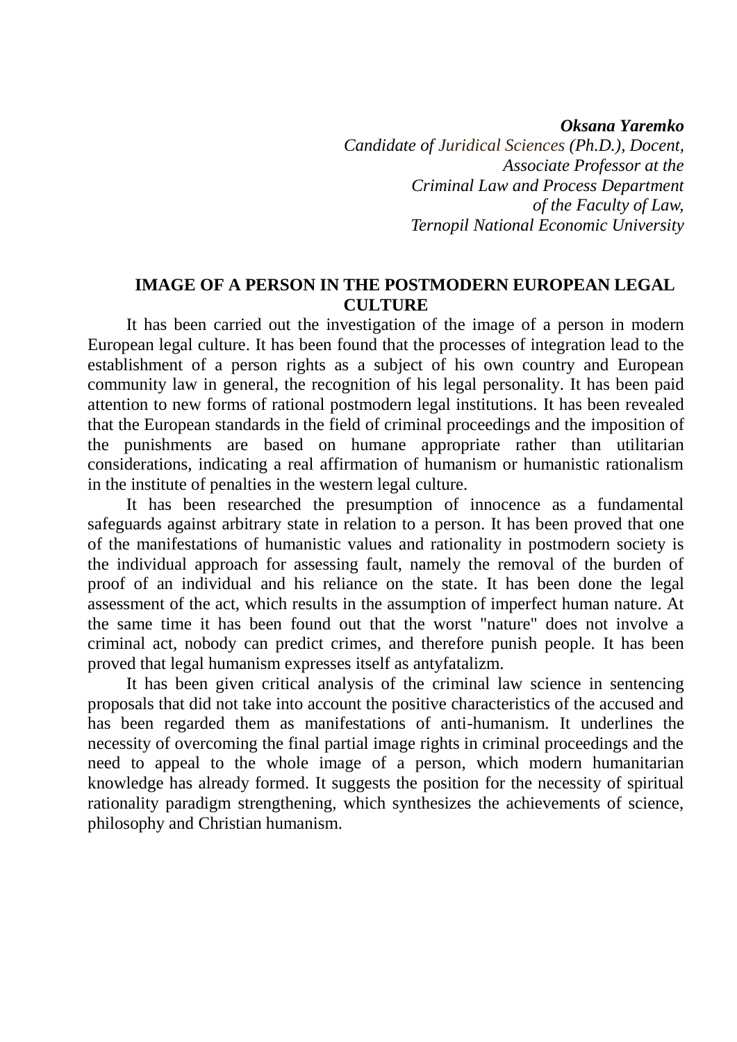***Oksana Yaremko***
*Candidate of Juridical Sciences (Ph.D.), Docent,*
*Associate Professor at the*
*Criminal Law and Process Department*
*of the Faculty of Law,*
*Ternopil National Economic University*

## IMAGE OF A PERSON IN THE POSTMODERN EUROPEAN LEGAL CULTURE

It has been carried out the investigation of the image of a person in modern European legal culture. It has been found that the processes of integration lead to the establishment of a person rights as a subject of his own country and European community law in general, the recognition of his legal personality. It has been paid attention to new forms of rational postmodern legal institutions. It has been revealed that the European standards in the field of criminal proceedings and the imposition of the punishments are based on humane appropriate rather than utilitarian considerations, indicating a real affirmation of humanism or humanistic rationalism in the institute of penalties in the western legal culture.

It has been researched the presumption of innocence as a fundamental safeguards against arbitrary state in relation to a person. It has been proved that one of the manifestations of humanistic values and rationality in postmodern society is the individual approach for assessing fault, namely the removal of the burden of proof of an individual and his reliance on the state. It has been done the legal assessment of the act, which results in the assumption of imperfect human nature. At the same time it has been found out that the worst "nature" does not involve a criminal act, nobody can predict crimes, and therefore punish people. It has been proved that legal humanism expresses itself as antyfatalizm.

It has been given critical analysis of the criminal law science in sentencing proposals that did not take into account the positive characteristics of the accused and has been regarded them as manifestations of anti-humanism. It underlines the necessity of overcoming the final partial image rights in criminal proceedings and the need to appeal to the whole image of a person, which modern humanitarian knowledge has already formed. It suggests the position for the necessity of spiritual rationality paradigm strengthening, which synthesizes the achievements of science, philosophy and Christian humanism.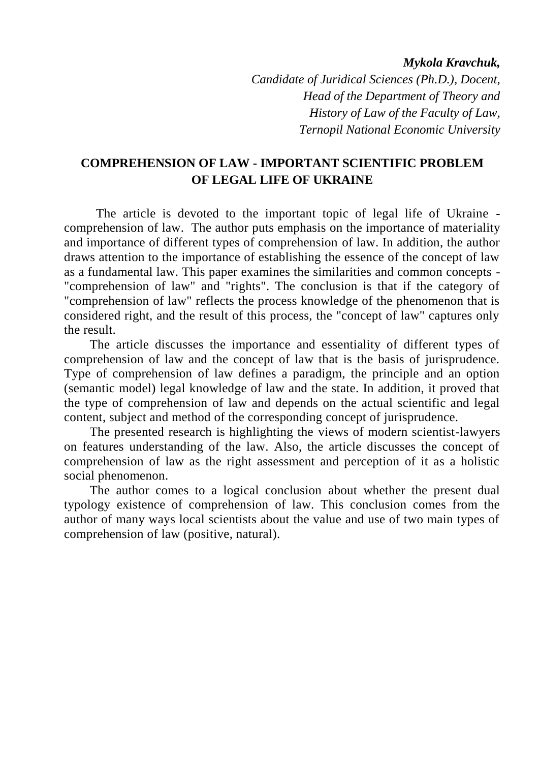***Mykola Kravchuk,***

*Candidate of Juridical Sciences (Ph.D.), Docent,*
*Head of the Department of Theory and*
*History of Law of the Faculty of Law,*
*Ternopil National Economic University*

**COMPREHENSION OF LAW - IMPORTANT SCIENTIFIC PROBLEM OF LEGAL LIFE OF UKRAINE**

The article is devoted to the important topic of legal life of Ukraine - comprehension of law. The author puts emphasis on the importance of materiality and importance of different types of comprehension of law. In addition, the author draws attention to the importance of establishing the essence of the concept of law as a fundamental law. This paper examines the similarities and common concepts - "comprehension of law" and "rights". The conclusion is that if the category of "comprehension of law" reflects the process knowledge of the phenomenon that is considered right, and the result of this process, the "concept of law" captures only the result.

The article discusses the importance and essentiality of different types of comprehension of law and the concept of law that is the basis of jurisprudence. Type of comprehension of law defines a paradigm, the principle and an option (semantic model) legal knowledge of law and the state. In addition, it proved that the type of comprehension of law and depends on the actual scientific and legal content, subject and method of the corresponding concept of jurisprudence.

The presented research is highlighting the views of modern scientist-lawyers on features understanding of the law. Also, the article discusses the concept of comprehension of law as the right assessment and perception of it as a holistic social phenomenon.

The author comes to a logical conclusion about whether the present dual typology existence of comprehension of law. This conclusion comes from the author of many ways local scientists about the value and use of two main types of comprehension of law (positive, natural).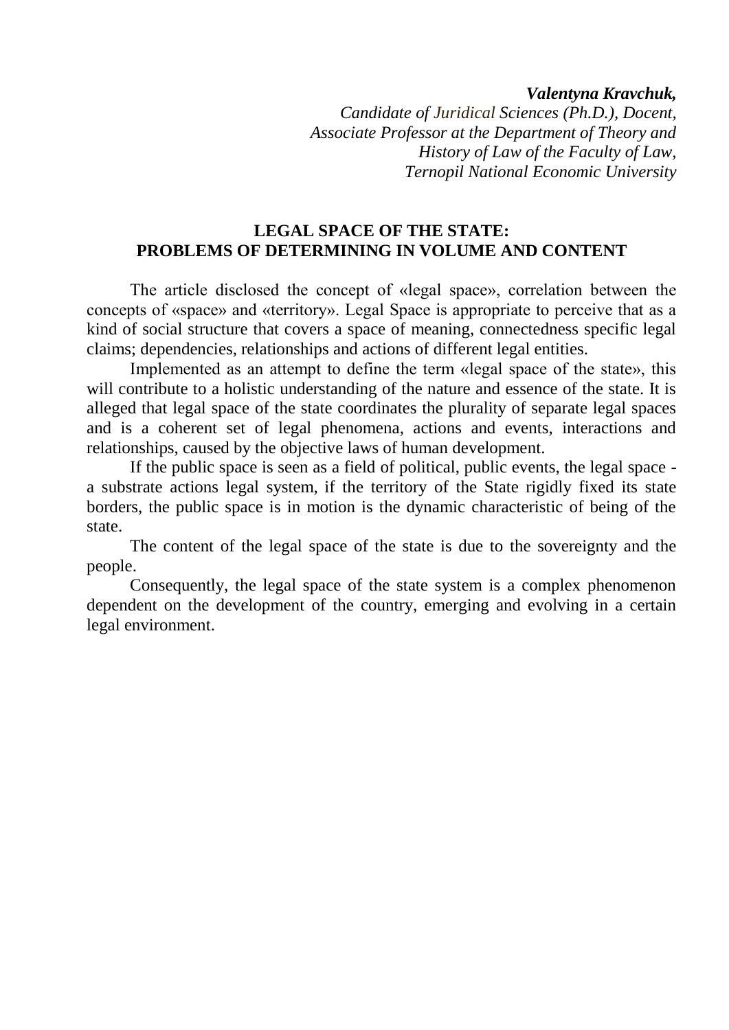***Valentyna Kravchuk,***
*Candidate of Juridical Sciences (Ph.D.), Docent,*
*Associate Professor at the Department of Theory and*
*History of Law of the Faculty of Law,*
*Ternopil National Economic University*

## LEGAL SPACE OF THE STATE: PROBLEMS OF DETERMINING IN VOLUME AND CONTENT

The article disclosed the concept of «legal space», correlation between the concepts of «space» and «territory». Legal Space is appropriate to perceive that as a kind of social structure that covers a space of meaning, connectedness specific legal claims; dependencies, relationships and actions of different legal entities.

Implemented as an attempt to define the term «legal space of the state», this will contribute to a holistic understanding of the nature and essence of the state. It is alleged that legal space of the state coordinates the plurality of separate legal spaces and is a coherent set of legal phenomena, actions and events, interactions and relationships, caused by the objective laws of human development.

If the public space is seen as a field of political, public events, the legal space - a substrate actions legal system, if the territory of the State rigidly fixed its state borders, the public space is in motion is the dynamic characteristic of being of the state.

The content of the legal space of the state is due to the sovereignty and the people.

Consequently, the legal space of the state system is a complex phenomenon dependent on the development of the country, emerging and evolving in a certain legal environment.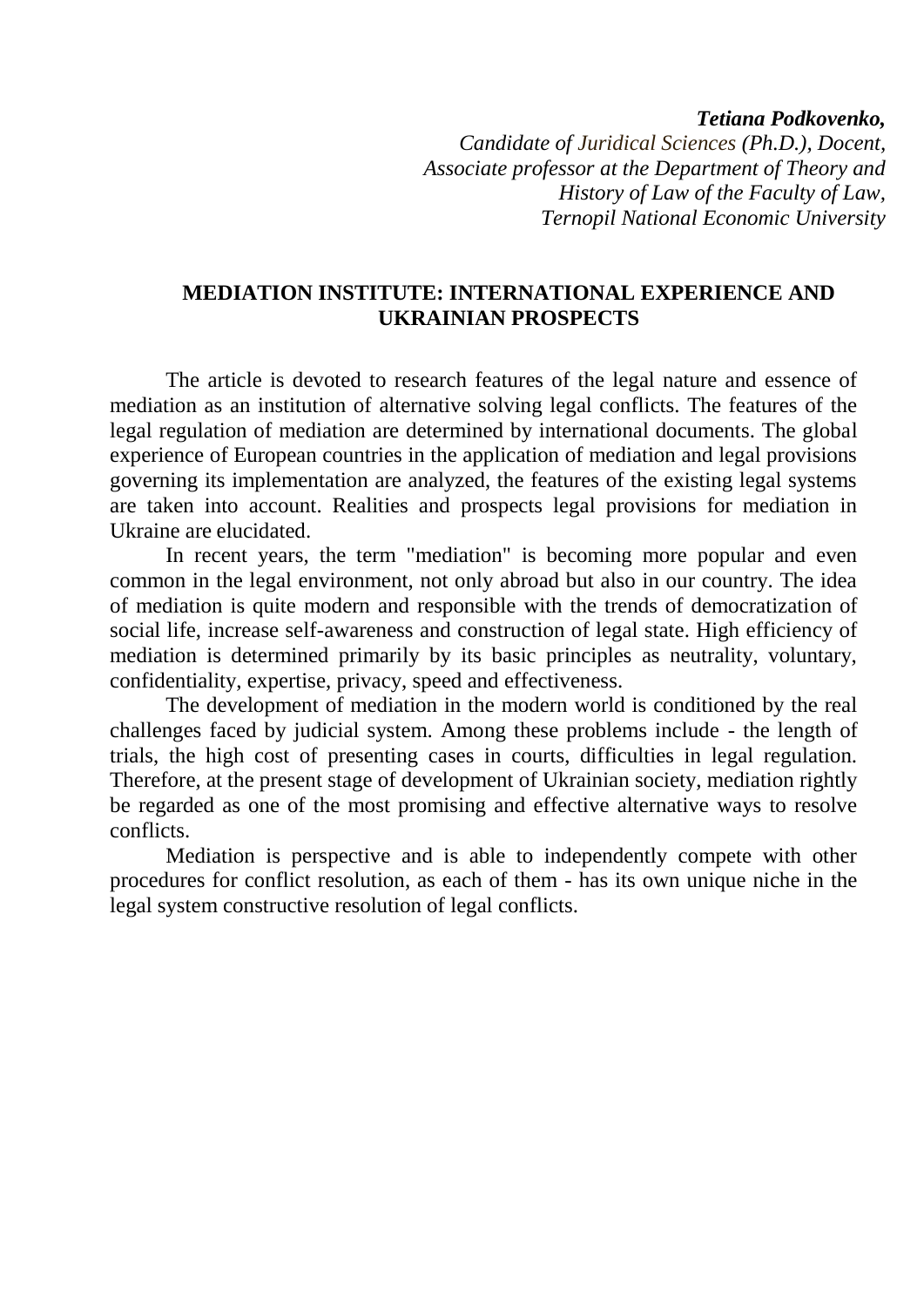***Tetiana Podkovenko,***
*Candidate of Juridical Sciences (Ph.D.), Docent,*
*Associate professor at the Department of Theory and*
*History of Law of the Faculty of Law,*
*Ternopil National Economic University*

## MEDIATION INSTITUTE: INTERNATIONAL EXPERIENCE AND UKRAINIAN PROSPECTS

The article is devoted to research features of the legal nature and essence of mediation as an institution of alternative solving legal conflicts. The features of the legal regulation of mediation are determined by international documents. The global experience of European countries in the application of mediation and legal provisions governing its implementation are analyzed, the features of the existing legal systems are taken into account. Realities and prospects legal provisions for mediation in Ukraine are elucidated.

In recent years, the term "mediation" is becoming more popular and even common in the legal environment, not only abroad but also in our country. The idea of mediation is quite modern and responsible with the trends of democratization of social life, increase self-awareness and construction of legal state. High efficiency of mediation is determined primarily by its basic principles as neutrality, voluntary, confidentiality, expertise, privacy, speed and effectiveness.

The development of mediation in the modern world is conditioned by the real challenges faced by judicial system. Among these problems include - the length of trials, the high cost of presenting cases in courts, difficulties in legal regulation. Therefore, at the present stage of development of Ukrainian society, mediation rightly be regarded as one of the most promising and effective alternative ways to resolve conflicts.

Mediation is perspective and is able to independently compete with other procedures for conflict resolution, as each of them - has its own unique niche in the legal system constructive resolution of legal conflicts.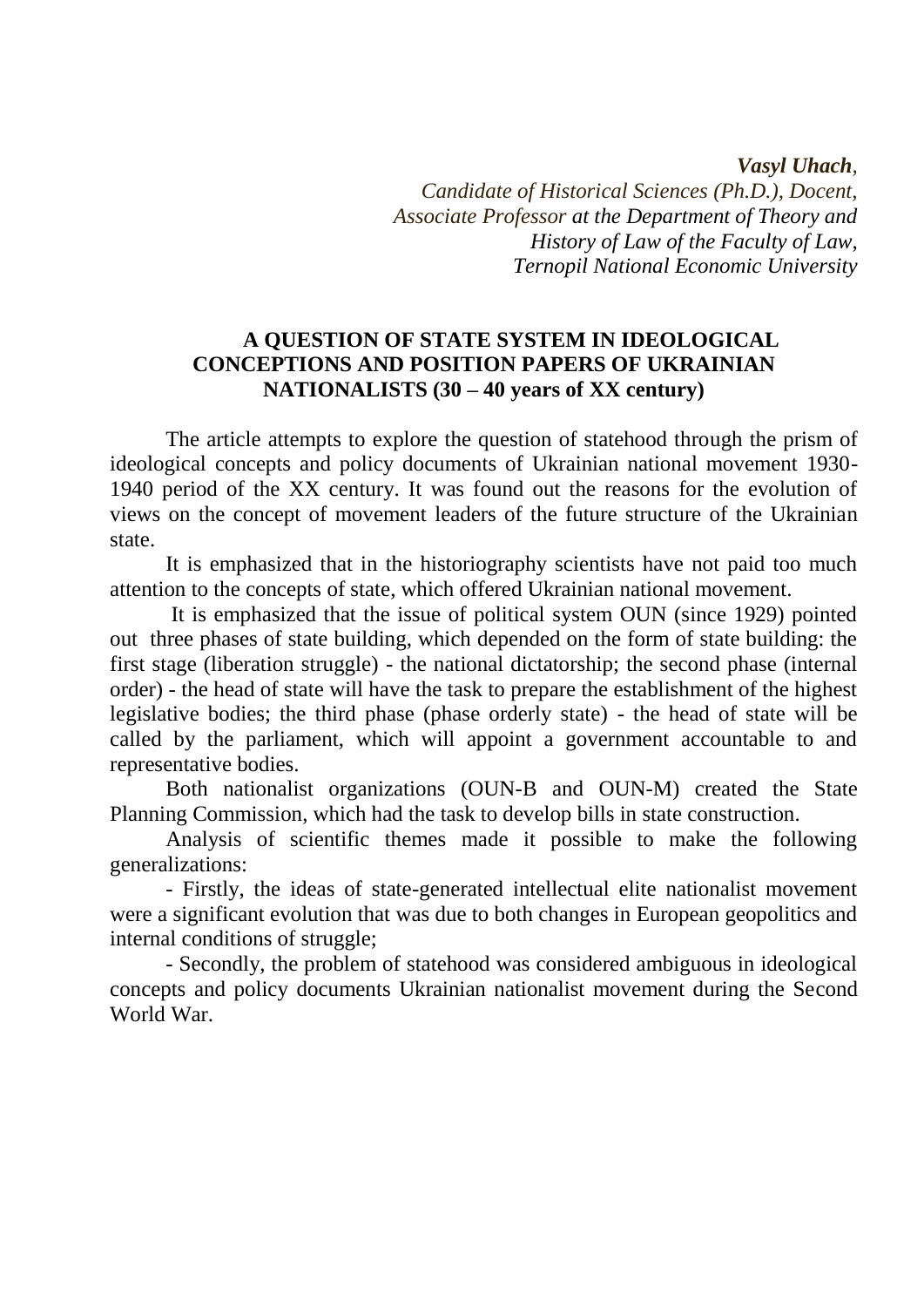***Vasyl Uhach**,*
*Candidate of Historical Sciences (Ph.D.), Docent,*
*Associate Professor at the Department of Theory and*
*History of Law of the Faculty of Law,*
*Ternopil National Economic University*

## A QUESTION OF STATE SYSTEM IN IDEOLOGICAL CONCEPTIONS AND POSITION PAPERS OF UKRAINIAN NATIONALISTS (30 – 40 years of XX century)

The article attempts to explore the question of statehood through the prism of ideological concepts and policy documents of Ukrainian national movement 1930-1940 period of the XX century. It was found out the reasons for the evolution of views on the concept of movement leaders of the future structure of the Ukrainian state.

It is emphasized that in the historiography scientists have not paid too much attention to the concepts of state, which offered Ukrainian national movement.

It is emphasized that the issue of political system OUN (since 1929) pointed out three phases of state building, which depended on the form of state building: the first stage (liberation struggle) - the national dictatorship; the second phase (internal order) - the head of state will have the task to prepare the establishment of the highest legislative bodies; the third phase (phase orderly state) - the head of state will be called by the parliament, which will appoint a government accountable to and representative bodies.

Both nationalist organizations (OUN-B and OUN-M) created the State Planning Commission, which had the task to develop bills in state construction.

Analysis of scientific themes made it possible to make the following generalizations:

- Firstly, the ideas of state-generated intellectual elite nationalist movement were a significant evolution that was due to both changes in European geopolitics and internal conditions of struggle;

- Secondly, the problem of statehood was considered ambiguous in ideological concepts and policy documents Ukrainian nationalist movement during the Second World War.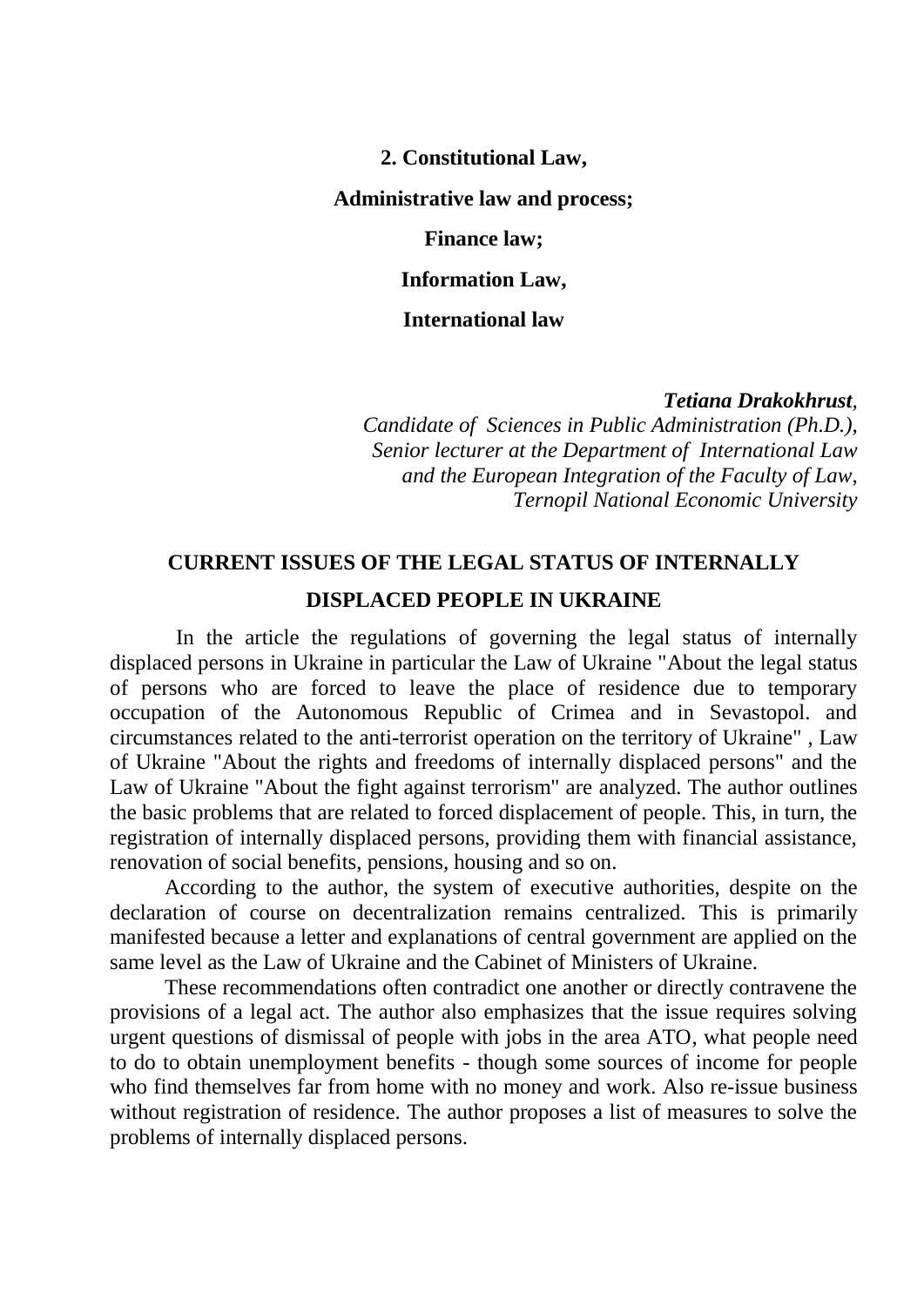## 2. Constitutional Law,

## Administrative law and process;

## Finance law;

## Information Law,

## International law

***Tetiana Drakokhrust,***
*Candidate of Sciences in Public Administration (Ph.D.),*
*Senior lecturer at the Department of International Law*
*and the European Integration of the Faculty of Law,*
*Ternopil National Economic University*

# CURRENT ISSUES OF THE LEGAL STATUS OF INTERNALLY DISPLACED PEOPLE IN UKRAINE

In the article the regulations of governing the legal status of internally displaced persons in Ukraine in particular the Law of Ukraine "About the legal status of persons who are forced to leave the place of residence due to temporary occupation of the Autonomous Republic of Crimea and in Sevastopol. and circumstances related to the anti-terrorist operation on the territory of Ukraine" , Law of Ukraine "About the rights and freedoms of internally displaced persons" and the Law of Ukraine "About the fight against terrorism" are analyzed. The author outlines the basic problems that are related to forced displacement of people. This, in turn, the registration of internally displaced persons, providing them with financial assistance, renovation of social benefits, pensions, housing and so on.

According to the author, the system of executive authorities, despite on the declaration of course on decentralization remains centralized. This is primarily manifested because a letter and explanations of central government are applied on the same level as the Law of Ukraine and the Cabinet of Ministers of Ukraine.

These recommendations often contradict one another or directly contravene the provisions of a legal act. The author also emphasizes that the issue requires solving urgent questions of dismissal of people with jobs in the area ATO, what people need to do to obtain unemployment benefits - though some sources of income for people who find themselves far from home with no money and work. Also re-issue business without registration of residence. The author proposes a list of measures to solve the problems of internally displaced persons.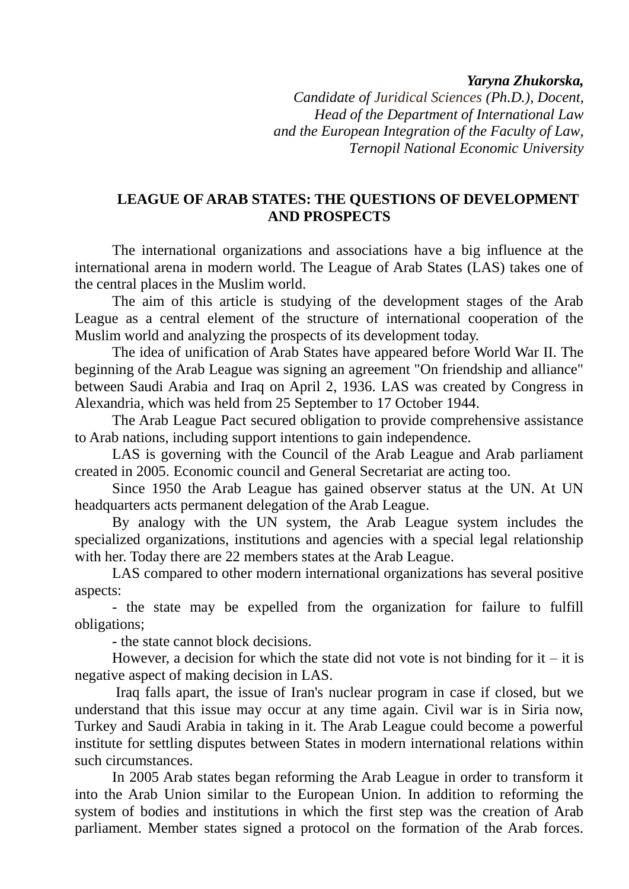***Yaryna Zhukorska,***
*Candidate of Juridical Sciences (Ph.D.), Docent,*
*Head of the Department of International Law*
*and the European Integration of the Faculty of Law,*
*Ternopil National Economic University*

## LEAGUE OF ARAB STATES: THE QUESTIONS OF DEVELOPMENT AND PROSPECTS

The international organizations and associations have a big influence at the international arena in modern world. The League of Arab States (LAS) takes one of the central places in the Muslim world.

The aim of this article is studying of the development stages of the Arab League as a central element of the structure of international cooperation of the Muslim world and analyzing the prospects of its development today.

The idea of unification of Arab States have appeared before World War II. The beginning of the Arab League was signing an agreement "On friendship and alliance" between Saudi Arabia and Iraq on April 2, 1936. LAS was created by Congress in Alexandria, which was held from 25 September to 17 October 1944.

The Arab League Pact secured obligation to provide comprehensive assistance to Arab nations, including support intentions to gain independence.

LAS is governing with the Council of the Arab League and Arab parliament created in 2005. Economic council and General Secretariat are acting too.

Since 1950 the Arab League has gained observer status at the UN. At UN headquarters acts permanent delegation of the Arab League.

By analogy with the UN system, the Arab League system includes the specialized organizations, institutions and agencies with a special legal relationship with her. Today there are 22 members states at the Arab League.

LAS compared to other modern international organizations has several positive aspects:

- the state may be expelled from the organization for failure to fulfill obligations;
- the state cannot block decisions.

However, a decision for which the state did not vote is not binding for it – it is negative aspect of making decision in LAS.

Iraq falls apart, the issue of Iran's nuclear program in case if closed, but we understand that this issue may occur at any time again. Civil war is in Siria now, Turkey and Saudi Arabia in taking in it. The Arab League could become a powerful institute for settling disputes between States in modern international relations within such circumstances.

In 2005 Arab states began reforming the Arab League in order to transform it into the Arab Union similar to the European Union. In addition to reforming the system of bodies and institutions in which the first step was the creation of Arab parliament. Member states signed a protocol on the formation of the Arab forces.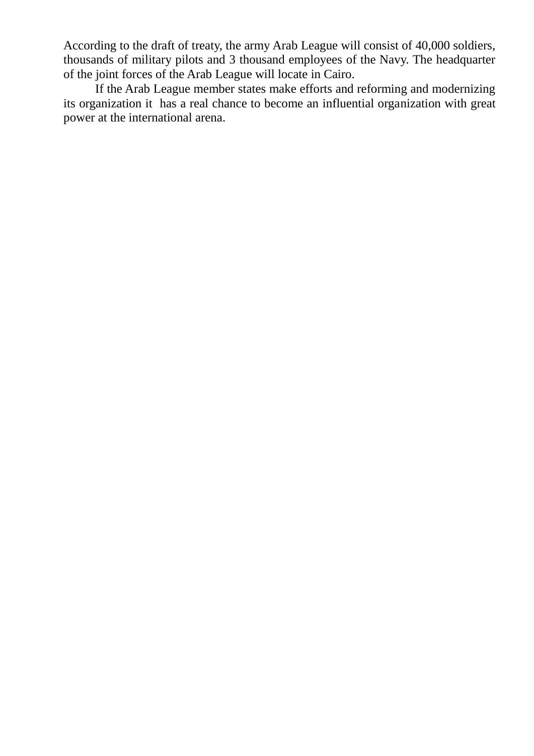According to the draft of treaty, the army Arab League will consist of 40,000 soldiers, thousands of military pilots and 3 thousand employees of the Navy. The headquarter of the joint forces of the Arab League will locate in Cairo.

If the Arab League member states make efforts and reforming and modernizing its organization it has a real chance to become an influential organization with great power at the international arena.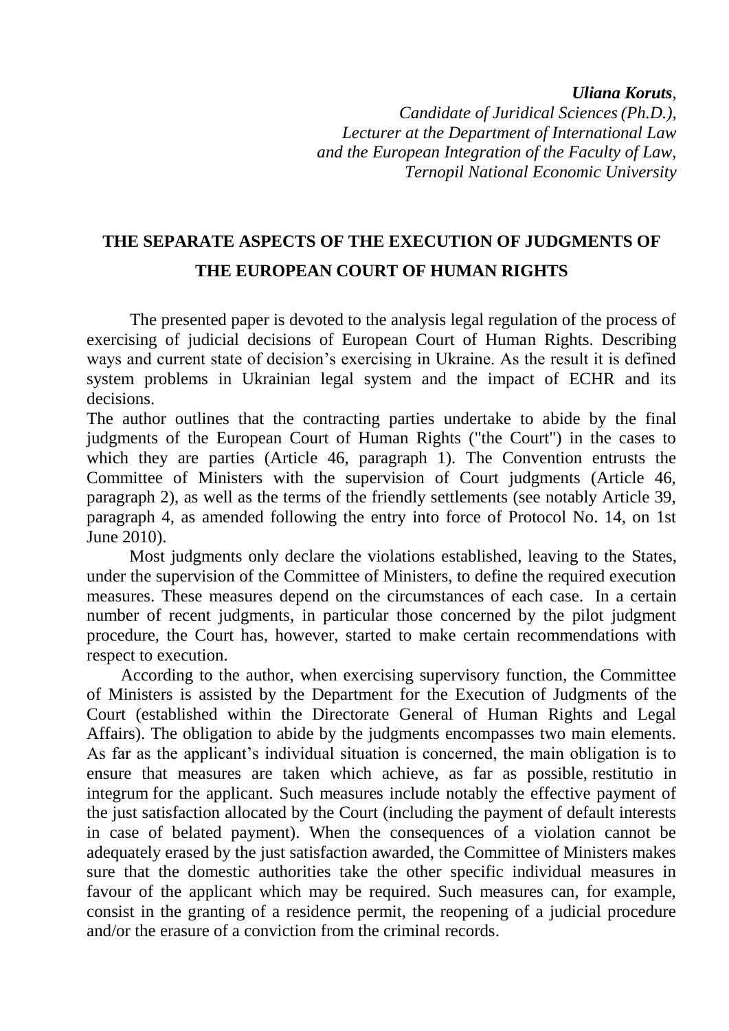***Uliana Koruts**,*

*Candidate of Juridical Sciences (Ph.D.),*

*Lecturer at the Department of International Law*

*and the European Integration of the Faculty of Law,*

*Ternopil National Economic University*

## THE SEPARATE ASPECTS OF THE EXECUTION OF JUDGMENTS OF THE EUROPEAN COURT OF HUMAN RIGHTS

The presented paper is devoted to the analysis legal regulation of the process of exercising of judicial decisions of European Court of Human Rights. Describing ways and current state of decision's exercising in Ukraine. As the result it is defined system problems in Ukrainian legal system and the impact of ECHR and its decisions.

The author outlines that the contracting parties undertake to abide by the final judgments of the European Court of Human Rights ("the Court") in the cases to which they are parties (Article 46, paragraph 1). The Convention entrusts the Committee of Ministers with the supervision of Court judgments (Article 46, paragraph 2), as well as the terms of the friendly settlements (see notably Article 39, paragraph 4, as amended following the entry into force of Protocol No. 14, on 1st June 2010).

Most judgments only declare the violations established, leaving to the States, under the supervision of the Committee of Ministers, to define the required execution measures. These measures depend on the circumstances of each case. In a certain number of recent judgments, in particular those concerned by the pilot judgment procedure, the Court has, however, started to make certain recommendations with respect to execution.

According to the author, when exercising supervisory function, the Committee of Ministers is assisted by the Department for the Execution of Judgments of the Court (established within the Directorate General of Human Rights and Legal Affairs). The obligation to abide by the judgments encompasses two main elements. As far as the applicant's individual situation is concerned, the main obligation is to ensure that measures are taken which achieve, as far as possible, restitutio in integrum for the applicant. Such measures include notably the effective payment of the just satisfaction allocated by the Court (including the payment of default interests in case of belated payment). When the consequences of a violation cannot be adequately erased by the just satisfaction awarded, the Committee of Ministers makes sure that the domestic authorities take the other specific individual measures in favour of the applicant which may be required. Such measures can, for example, consist in the granting of a residence permit, the reopening of a judicial procedure and/or the erasure of a conviction from the criminal records.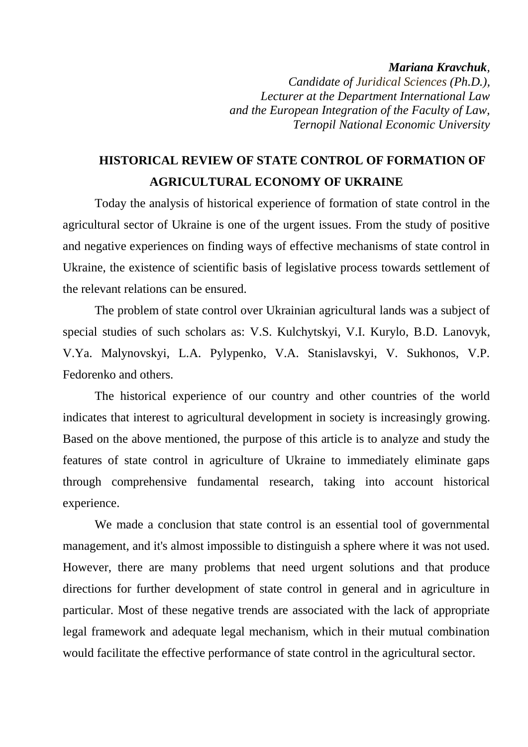***Mariana Kravchuk****,*
*Candidate of Juridical Sciences (Ph.D.),*
*Lecturer at the Department International Law*
*and the European Integration of the Faculty of Law,*
*Ternopil National Economic University*

## HISTORICAL REVIEW OF STATE CONTROL OF FORMATION OF AGRICULTURAL ECONOMY OF UKRAINE

Today the analysis of historical experience of formation of state control in the agricultural sector of Ukraine is one of the urgent issues. From the study of positive and negative experiences on finding ways of effective mechanisms of state control in Ukraine, the existence of scientific basis of legislative process towards settlement of the relevant relations can be ensured.

The problem of state control over Ukrainian agricultural lands was a subject of special studies of such scholars as: V.S. Kulchytskyi, V.I. Kurylo, B.D. Lanovyk, V.Ya. Malynovskyi, L.A. Pylypenko, V.A. Stanislavskyi, V. Sukhonos, V.P. Fedorenko and others.

The historical experience of our country and other countries of the world indicates that interest to agricultural development in society is increasingly growing. Based on the above mentioned, the purpose of this article is to analyze and study the features of state control in agriculture of Ukraine to immediately eliminate gaps through comprehensive fundamental research, taking into account historical experience.

We made a conclusion that state control is an essential tool of governmental management, and it's almost impossible to distinguish a sphere where it was not used. However, there are many problems that need urgent solutions and that produce directions for further development of state control in general and in agriculture in particular. Most of these negative trends are associated with the lack of appropriate legal framework and adequate legal mechanism, which in their mutual combination would facilitate the effective performance of state control in the agricultural sector.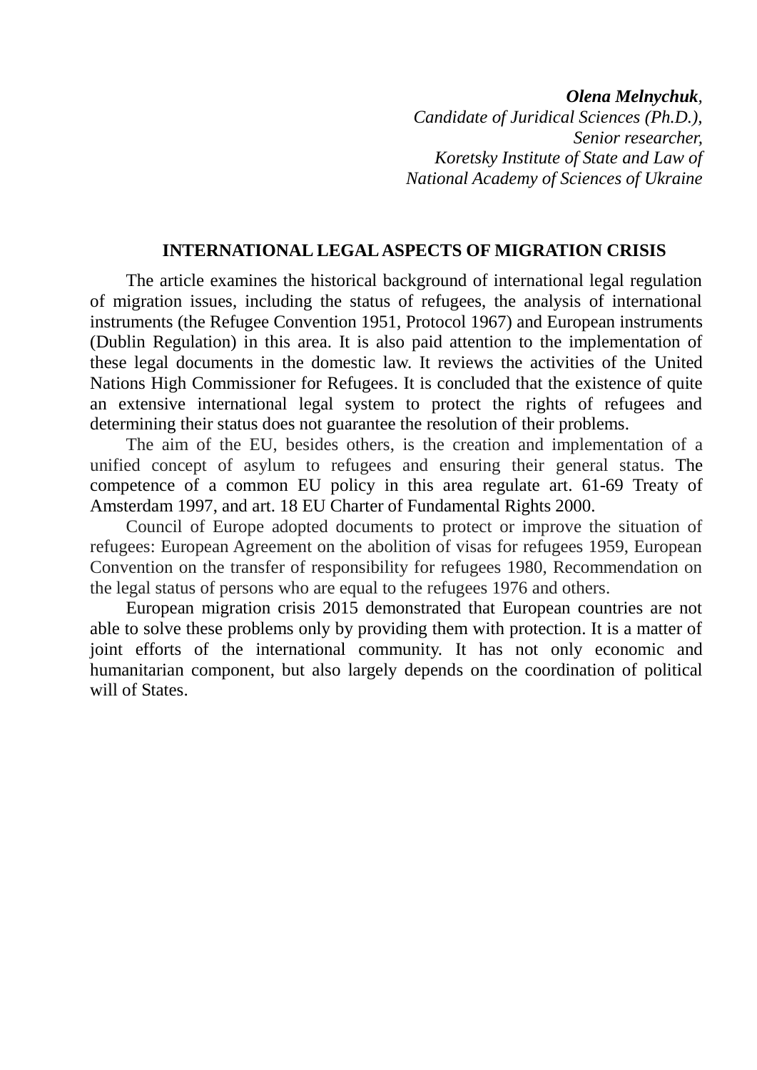***Olena Melnychuk***,
*Candidate of Juridical Sciences (Ph.D.),*
*Senior researcher,*
*Koretsky Institute of State and Law of*
*National Academy of Sciences of Ukraine*

## INTERNATIONAL LEGAL ASPECTS OF MIGRATION CRISIS

The article examines the historical background of international legal regulation of migration issues, including the status of refugees, the analysis of international instruments (the Refugee Convention 1951, Protocol 1967) and European instruments (Dublin Regulation) in this area. It is also paid attention to the implementation of these legal documents in the domestic law. It reviews the activities of the United Nations High Commissioner for Refugees. It is concluded that the existence of quite an extensive international legal system to protect the rights of refugees and determining their status does not guarantee the resolution of their problems.

The aim of the EU, besides others, is the creation and implementation of a unified concept of asylum to refugees and ensuring their general status. The competence of a common EU policy in this area regulate art. 61-69 Treaty of Amsterdam 1997, and art. 18 EU Charter of Fundamental Rights 2000.

Council of Europe adopted documents to protect or improve the situation of refugees: European Agreement on the abolition of visas for refugees 1959, European Convention on the transfer of responsibility for refugees 1980, Recommendation on the legal status of persons who are equal to the refugees 1976 and others.

European migration crisis 2015 demonstrated that European countries are not able to solve these problems only by providing them with protection. It is a matter of joint efforts of the international community. It has not only economic and humanitarian component, but also largely depends on the coordination of political will of States.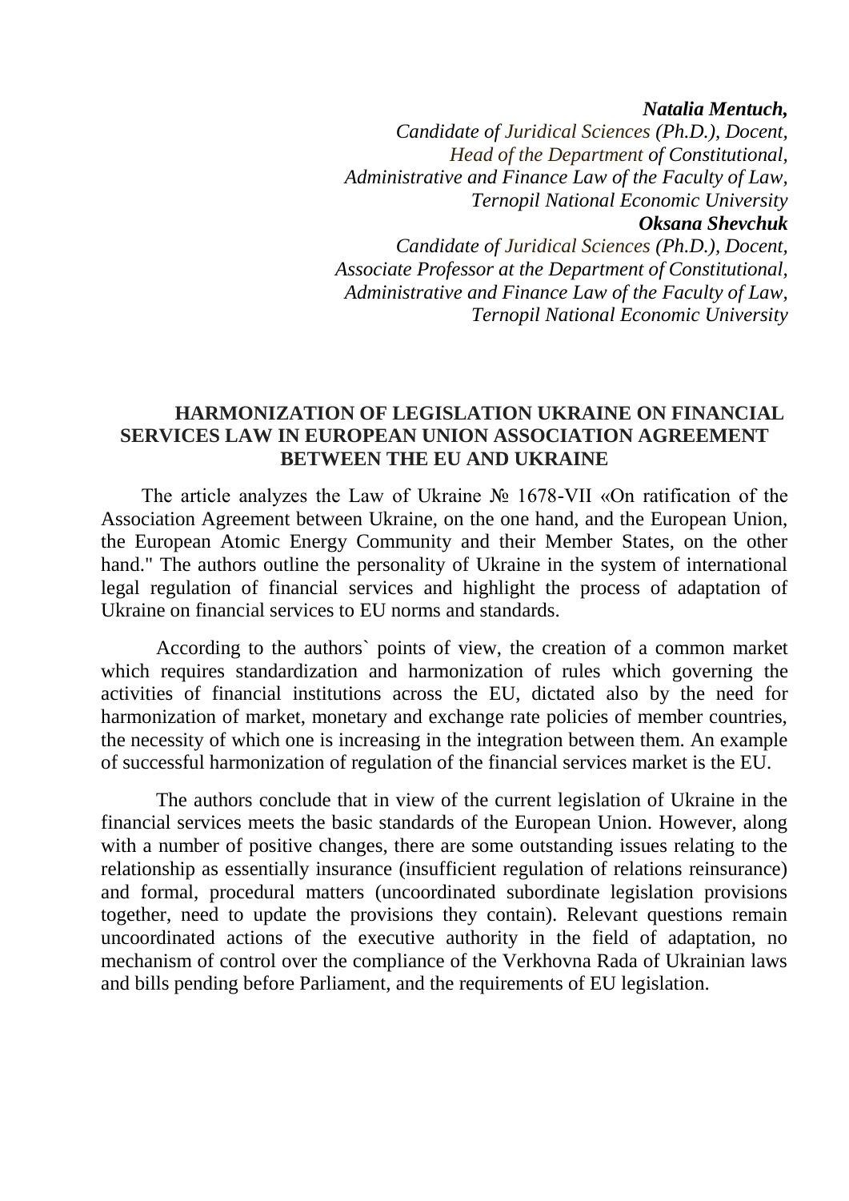***Natalia Mentuch,***
*Candidate of Juridical Sciences (Ph.D.), Docent,*
*Head of the Department of Constitutional,*
*Administrative and Finance Law of the Faculty of Law,*
*Ternopil National Economic University*
***Oksana Shevchuk***
*Candidate of Juridical Sciences (Ph.D.), Docent,*
*Associate Professor at the Department of Constitutional,*
*Administrative and Finance Law of the Faculty of Law,*
*Ternopil National Economic University*

## HARMONIZATION OF LEGISLATION UKRAINE ON FINANCIAL SERVICES LAW IN EUROPEAN UNION ASSOCIATION AGREEMENT BETWEEN THE EU AND UKRAINE

The article analyzes the Law of Ukraine № 1678-VII «On ratification of the Association Agreement between Ukraine, on the one hand, and the European Union, the European Atomic Energy Community and their Member States, on the other hand." The authors outline the personality of Ukraine in the system of international legal regulation of financial services and highlight the process of adaptation of Ukraine on financial services to EU norms and standards.

According to the authors` points of view, the creation of a common market which requires standardization and harmonization of rules which governing the activities of financial institutions across the EU, dictated also by the need for harmonization of market, monetary and exchange rate policies of member countries, the necessity of which one is increasing in the integration between them. An example of successful harmonization of regulation of the financial services market is the EU.

The authors conclude that in view of the current legislation of Ukraine in the financial services meets the basic standards of the European Union. However, along with a number of positive changes, there are some outstanding issues relating to the relationship as essentially insurance (insufficient regulation of relations reinsurance) and formal, procedural matters (uncoordinated subordinate legislation provisions together, need to update the provisions they contain). Relevant questions remain uncoordinated actions of the executive authority in the field of adaptation, no mechanism of control over the compliance of the Verkhovna Rada of Ukrainian laws and bills pending before Parliament, and the requirements of EU legislation.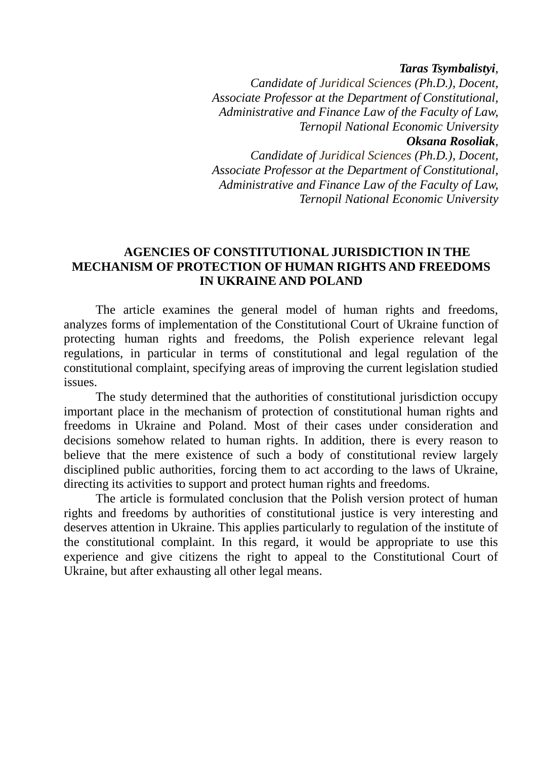***Taras Tsymbalistyi**,*
*Candidate of Juridical Sciences (Ph.D.), Docent,*
*Associate Professor at the Department of Constitutional,*
*Administrative and Finance Law of the Faculty of Law,*
*Ternopil National Economic University*
***Oksana Rosoliak**,*
*Candidate of Juridical Sciences (Ph.D.), Docent,*
*Associate Professor at the Department of Constitutional,*
*Administrative and Finance Law of the Faculty of Law,*
*Ternopil National Economic University*

# AGENCIES OF CONSTITUTIONAL JURISDICTION IN THE MECHANISM OF PROTECTION OF HUMAN RIGHTS AND FREEDOMS IN UKRAINE AND POLAND

The article examines the general model of human rights and freedoms, analyzes forms of implementation of the Constitutional Court of Ukraine function of protecting human rights and freedoms, the Polish experience relevant legal regulations, in particular in terms of constitutional and legal regulation of the constitutional complaint, specifying areas of improving the current legislation studied issues.

The study determined that the authorities of constitutional jurisdiction occupy important place in the mechanism of protection of constitutional human rights and freedoms in Ukraine and Poland. Most of their cases under consideration and decisions somehow related to human rights. In addition, there is every reason to believe that the mere existence of such a body of constitutional review largely disciplined public authorities, forcing them to act according to the laws of Ukraine, directing its activities to support and protect human rights and freedoms.

The article is formulated conclusion that the Polish version protect of human rights and freedoms by authorities of constitutional justice is very interesting and deserves attention in Ukraine. This applies particularly to regulation of the institute of the constitutional complaint. In this regard, it would be appropriate to use this experience and give citizens the right to appeal to the Constitutional Court of Ukraine, but after exhausting all other legal means.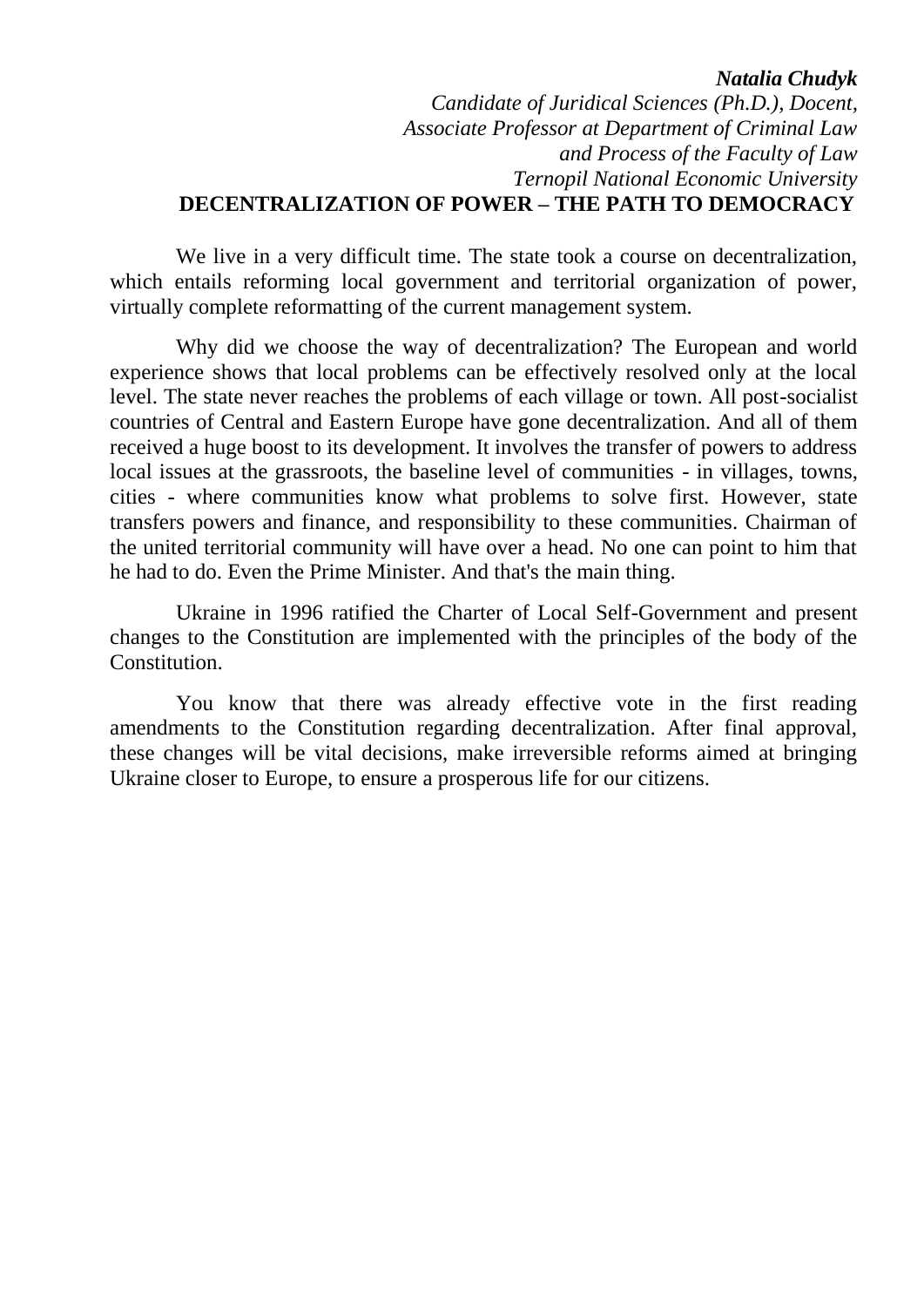***Natalia Chudyk***

*Candidate of Juridical Sciences (Ph.D.), Docent,*
*Associate Professor at Department of Criminal Law*
*and Process of the Faculty of Law*
*Ternopil National Economic University*

# DECENTRALIZATION OF POWER – THE PATH TO DEMOCRACY

We live in a very difficult time. The state took a course on decentralization, which entails reforming local government and territorial organization of power, virtually complete reformatting of the current management system.

Why did we choose the way of decentralization? The European and world experience shows that local problems can be effectively resolved only at the local level. The state never reaches the problems of each village or town. All post-socialist countries of Central and Eastern Europe have gone decentralization. And all of them received a huge boost to its development. It involves the transfer of powers to address local issues at the grassroots, the baseline level of communities - in villages, towns, cities - where communities know what problems to solve first. However, state transfers powers and finance, and responsibility to these communities. Chairman of the united territorial community will have over a head. No one can point to him that he had to do. Even the Prime Minister. And that's the main thing.

Ukraine in 1996 ratified the Charter of Local Self-Government and present changes to the Constitution are implemented with the principles of the body of the Constitution.

You know that there was already effective vote in the first reading amendments to the Constitution regarding decentralization. After final approval, these changes will be vital decisions, make irreversible reforms aimed at bringing Ukraine closer to Europe, to ensure a prosperous life for our citizens.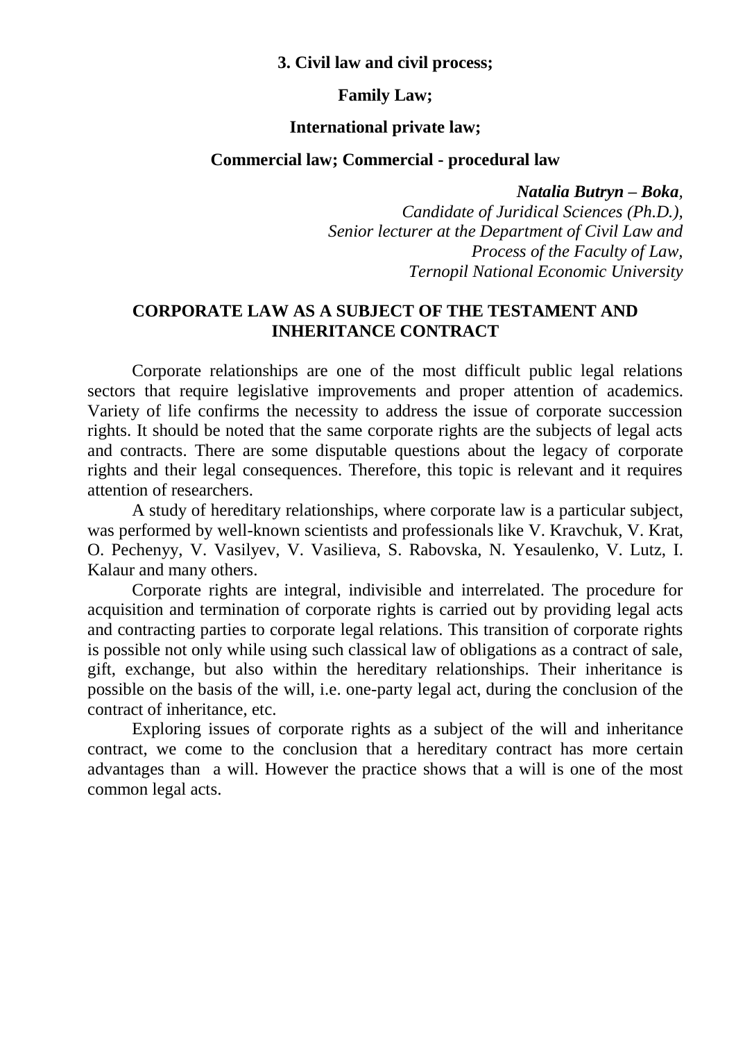**3. Civil law and civil process;**

**Family Law;**

**International private law;**

**Commercial law; Commercial - procedural law**

***Natalia Butryn – Boka****,*
*Candidate of Juridical Sciences (Ph.D.),*
*Senior lecturer at the Department of Civil Law and Process of the Faculty of Law,*
*Ternopil National Economic University*

## CORPORATE LAW AS A SUBJECT OF THE TESTAMENT AND INHERITANCE CONTRACT

Corporate relationships are one of the most difficult public legal relations sectors that require legislative improvements and proper attention of academics. Variety of life confirms the necessity to address the issue of corporate succession rights. It should be noted that the same corporate rights are the subjects of legal acts and contracts. There are some disputable questions about the legacy of corporate rights and their legal consequences. Therefore, this topic is relevant and it requires attention of researchers.

A study of hereditary relationships, where corporate law is a particular subject, was performed by well-known scientists and professionals like V. Kravchuk, V. Krat, O. Pechenyy, V. Vasilyev, V. Vasilieva, S. Rabovska, N. Yesaulenko, V. Lutz, I. Kalaur and many others.

Corporate rights are integral, indivisible and interrelated. The procedure for acquisition and termination of corporate rights is carried out by providing legal acts and contracting parties to corporate legal relations. This transition of corporate rights is possible not only while using such classical law of obligations as a contract of sale, gift, exchange, but also within the hereditary relationships. Their inheritance is possible on the basis of the will, i.e. one-party legal act, during the conclusion of the contract of inheritance, etc.

Exploring issues of corporate rights as a subject of the will and inheritance contract, we come to the conclusion that a hereditary contract has more certain advantages than a will. However the practice shows that a will is one of the most common legal acts.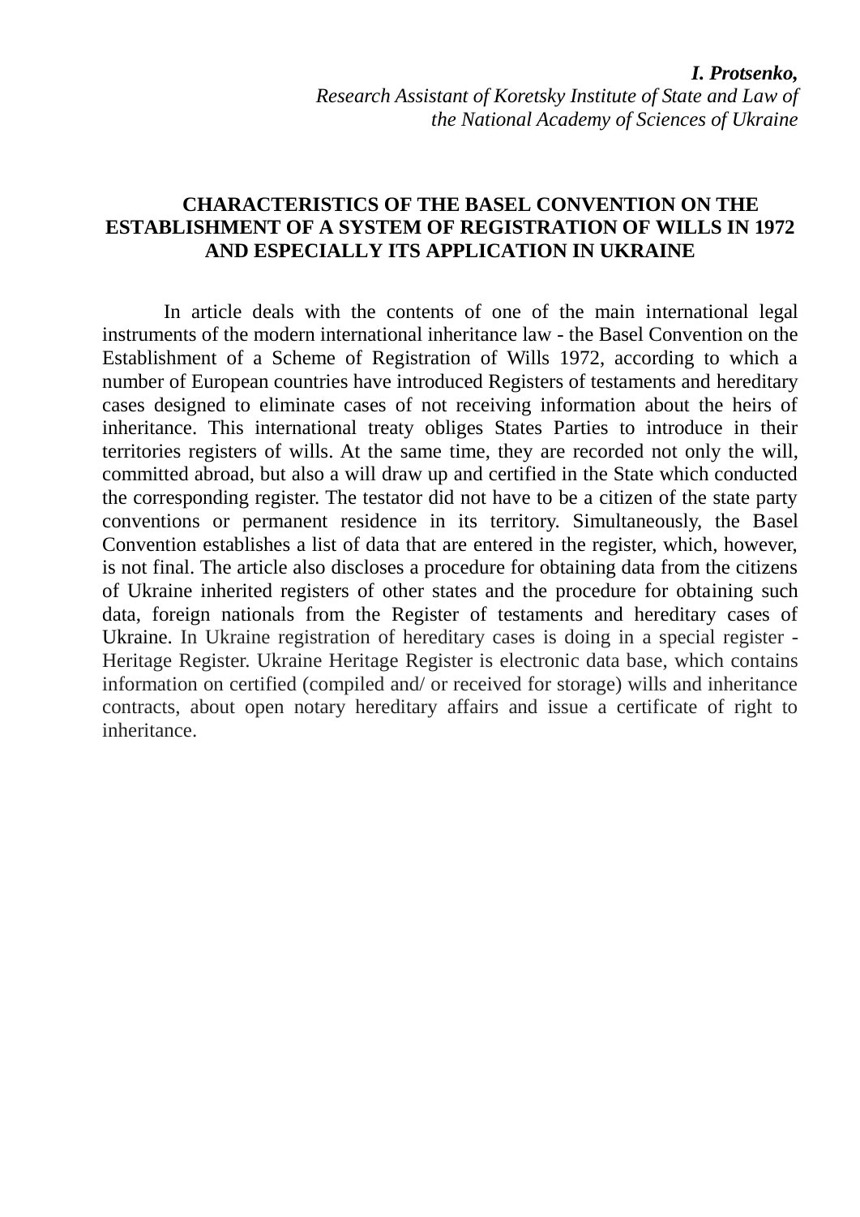***I. Protsenko,***
*Research Assistant of Koretsky Institute of State and Law of the National Academy of Sciences of Ukraine*

## CHARACTERISTICS OF THE BASEL CONVENTION ON THE ESTABLISHMENT OF A SYSTEM OF REGISTRATION OF WILLS IN 1972 AND ESPECIALLY ITS APPLICATION IN UKRAINE

In article deals with the contents of one of the main international legal instruments of the modern international inheritance law - the Basel Convention on the Establishment of a Scheme of Registration of Wills 1972, according to which a number of European countries have introduced Registers of testaments and hereditary cases designed to eliminate cases of not receiving information about the heirs of inheritance. This international treaty obliges States Parties to introduce in their territories registers of wills. At the same time, they are recorded not only the will, committed abroad, but also a will draw up and certified in the State which conducted the corresponding register. The testator did not have to be a citizen of the state party conventions or permanent residence in its territory. Simultaneously, the Basel Convention establishes a list of data that are entered in the register, which, however, is not final. The article also discloses a procedure for obtaining data from the citizens of Ukraine inherited registers of other states and the procedure for obtaining such data, foreign nationals from the Register of testaments and hereditary cases of Ukraine. In Ukraine registration of hereditary cases is doing in a special register - Heritage Register. Ukraine Heritage Register is electronic data base, which contains information on certified (compiled and/ or received for storage) wills and inheritance contracts, about open notary hereditary affairs and issue a certificate of right to inheritance.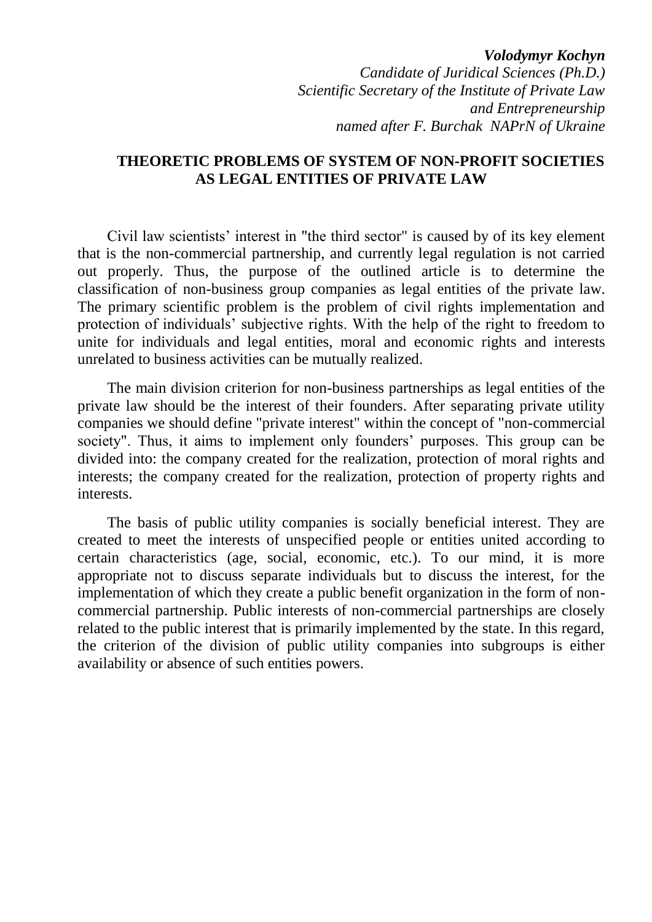***Volodymyr Kochyn***
*Candidate of Juridical Sciences (Ph.D.)*
*Scientific Secretary of the Institute of Private Law*
*and Entrepreneurship*
*named after F. Burchak NAPrN of Ukraine*

## THEORETIC PROBLEMS OF SYSTEM OF NON-PROFIT SOCIETIES AS LEGAL ENTITIES OF PRIVATE LAW

Civil law scientists' interest in "the third sector" is caused by of its key element that is the non-commercial partnership, and currently legal regulation is not carried out properly. Thus, the purpose of the outlined article is to determine the classification of non-business group companies as legal entities of the private law. The primary scientific problem is the problem of civil rights implementation and protection of individuals' subjective rights. With the help of the right to freedom to unite for individuals and legal entities, moral and economic rights and interests unrelated to business activities can be mutually realized.

The main division criterion for non-business partnerships as legal entities of the private law should be the interest of their founders. After separating private utility companies we should define "private interest" within the concept of "non-commercial society". Thus, it aims to implement only founders' purposes. This group can be divided into: the company created for the realization, protection of moral rights and interests; the company created for the realization, protection of property rights and interests.

The basis of public utility companies is socially beneficial interest. They are created to meet the interests of unspecified people or entities united according to certain characteristics (age, social, economic, etc.). To our mind, it is more appropriate not to discuss separate individuals but to discuss the interest, for the implementation of which they create a public benefit organization in the form of non-commercial partnership. Public interests of non-commercial partnerships are closely related to the public interest that is primarily implemented by the state. In this regard, the criterion of the division of public utility companies into subgroups is either availability or absence of such entities powers.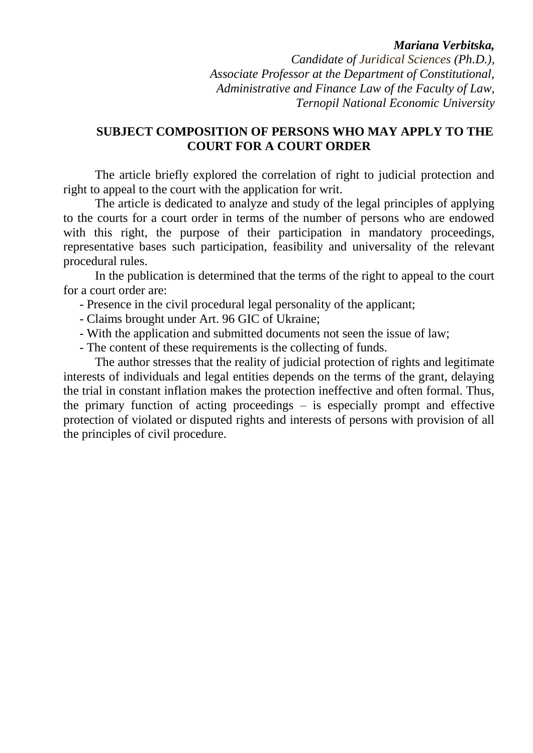***Mariana Verbitska,***
*Candidate of Juridical Sciences (Ph.D.),*
*Associate Professor at the Department of Constitutional,*
*Administrative and Finance Law of the Faculty of Law,*
*Ternopil National Economic University*

## SUBJECT COMPOSITION OF PERSONS WHO MAY APPLY TO THE COURT FOR A COURT ORDER

The article briefly explored the correlation of right to judicial protection and right to appeal to the court with the application for writ.

The article is dedicated to analyze and study of the legal principles of applying to the courts for a court order in terms of the number of persons who are endowed with this right, the purpose of their participation in mandatory proceedings, representative bases such participation, feasibility and universality of the relevant procedural rules.

In the publication is determined that the terms of the right to appeal to the court for a court order are:

- Presence in the civil procedural legal personality of the applicant;
- Claims brought under Art. 96 GIC of Ukraine;
- With the application and submitted documents not seen the issue of law;
- The content of these requirements is the collecting of funds.

The author stresses that the reality of judicial protection of rights and legitimate interests of individuals and legal entities depends on the terms of the grant, delaying the trial in constant inflation makes the protection ineffective and often formal. Thus, the primary function of acting proceedings – is especially prompt and effective protection of violated or disputed rights and interests of persons with provision of all the principles of civil procedure.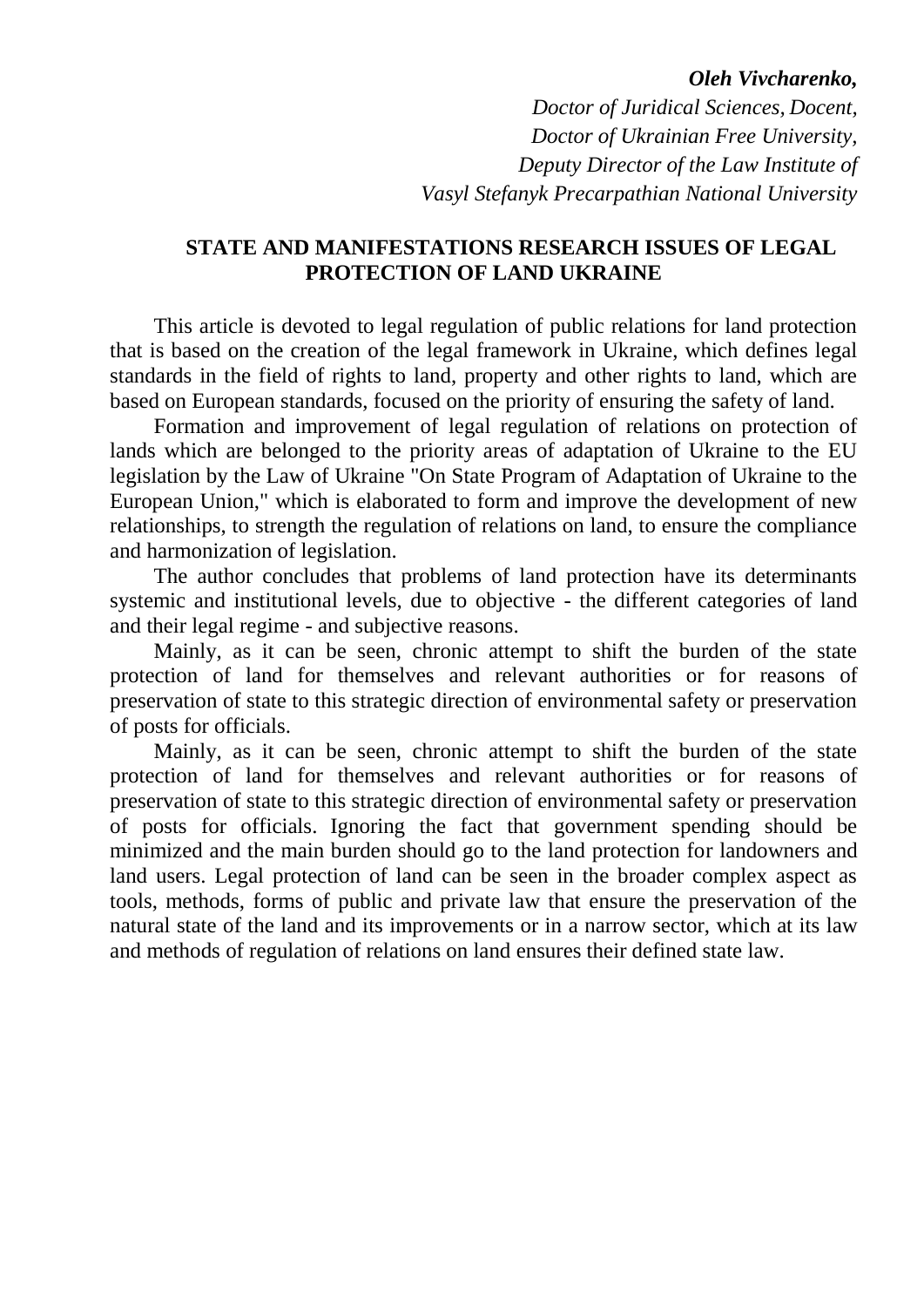***Oleh Vivcharenko,***

*Doctor of Juridical Sciences, Docent,*
*Doctor of Ukrainian Free University,*
*Deputy Director of the Law Institute of*
*Vasyl Stefanyk Precarpathian National University*

## STATE AND MANIFESTATIONS RESEARCH ISSUES OF LEGAL PROTECTION OF LAND UKRAINE

This article is devoted to legal regulation of public relations for land protection that is based on the creation of the legal framework in Ukraine, which defines legal standards in the field of rights to land, property and other rights to land, which are based on European standards, focused on the priority of ensuring the safety of land.

Formation and improvement of legal regulation of relations on protection of lands which are belonged to the priority areas of adaptation of Ukraine to the EU legislation by the Law of Ukraine "On State Program of Adaptation of Ukraine to the European Union," which is elaborated to form and improve the development of new relationships, to strength the regulation of relations on land, to ensure the compliance and harmonization of legislation.

The author concludes that problems of land protection have its determinants systemic and institutional levels, due to objective - the different categories of land and their legal regime - and subjective reasons.

Mainly, as it can be seen, chronic attempt to shift the burden of the state protection of land for themselves and relevant authorities or for reasons of preservation of state to this strategic direction of environmental safety or preservation of posts for officials.

Mainly, as it can be seen, chronic attempt to shift the burden of the state protection of land for themselves and relevant authorities or for reasons of preservation of state to this strategic direction of environmental safety or preservation of posts for officials. Ignoring the fact that government spending should be minimized and the main burden should go to the land protection for landowners and land users. Legal protection of land can be seen in the broader complex aspect as tools, methods, forms of public and private law that ensure the preservation of the natural state of the land and its improvements or in a narrow sector, which at its law and methods of regulation of relations on land ensures their defined state law.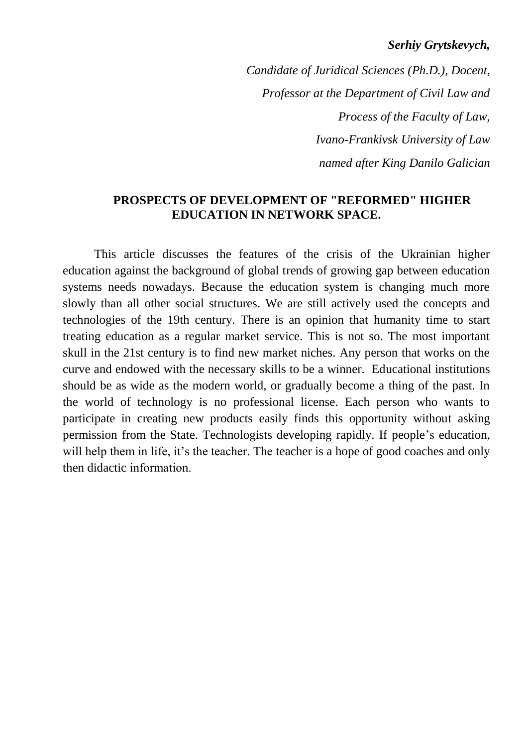***Serhiy Grytskevych,***

*Candidate of Juridical Sciences (Ph.D.), Docent,*

*Professor at the Department of Civil Law and*

*Process of the Faculty of Law,*

*Ivano-Frankivsk University of Law*

*named after King Danilo Galician*

**PROSPECTS OF DEVELOPMENT OF "REFORMED" HIGHER EDUCATION IN NETWORK SPACE.**

This article discusses the features of the crisis of the Ukrainian higher education against the background of global trends of growing gap between education systems needs nowadays. Because the education system is changing much more slowly than all other social structures. We are still actively used the concepts and technologies of the 19th century. There is an opinion that humanity time to start treating education as a regular market service. This is not so. The most important skull in the 21st century is to find new market niches. Any person that works on the curve and endowed with the necessary skills to be a winner. Educational institutions should be as wide as the modern world, or gradually become a thing of the past. In the world of technology is no professional license. Each person who wants to participate in creating new products easily finds this opportunity without asking permission from the State. Technologists developing rapidly. If people's education, will help them in life, it's the teacher. The teacher is a hope of good coaches and only then didactic information.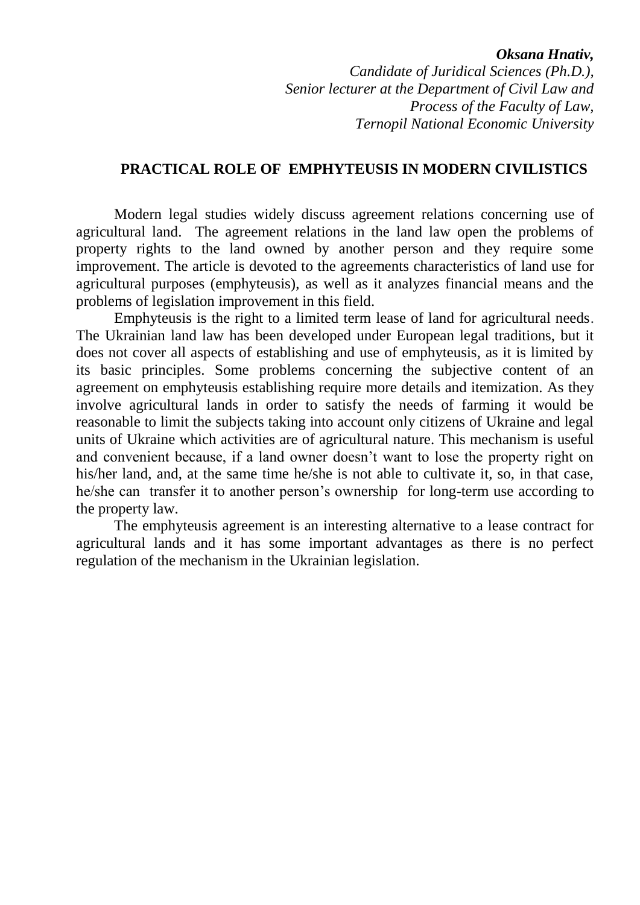***Oksana Hnativ,***
*Candidate of Juridical Sciences (Ph.D.),*
*Senior lecturer at the Department of Civil Law and*
*Process of the Faculty of Law,*
*Ternopil National Economic University*

## PRACTICAL ROLE OF EMPHYTEUSIS IN MODERN CIVILISTICS

Modern legal studies widely discuss agreement relations concerning use of agricultural land. The agreement relations in the land law open the problems of property rights to the land owned by another person and they require some improvement. The article is devoted to the agreements characteristics of land use for agricultural purposes (emphyteusis), as well as it analyzes financial means and the problems of legislation improvement in this field.

Emphyteusis is the right to a limited term lease of land for agricultural needs. The Ukrainian land law has been developed under European legal traditions, but it does not cover all aspects of establishing and use of emphyteusis, as it is limited by its basic principles. Some problems concerning the subjective content of an agreement on emphyteusis establishing require more details and itemization. As they involve agricultural lands in order to satisfy the needs of farming it would be reasonable to limit the subjects taking into account only citizens of Ukraine and legal units of Ukraine which activities are of agricultural nature. This mechanism is useful and convenient because, if a land owner doesn't want to lose the property right on his/her land, and, at the same time he/she is not able to cultivate it, so, in that case, he/she can transfer it to another person's ownership for long-term use according to the property law.

The emphyteusis agreement is an interesting alternative to a lease contract for agricultural lands and it has some important advantages as there is no perfect regulation of the mechanism in the Ukrainian legislation.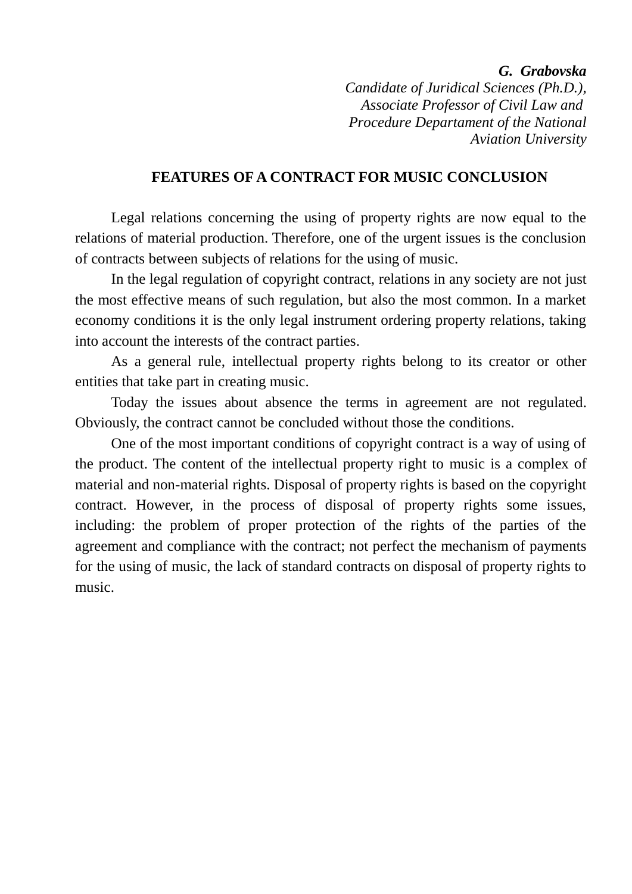***G. Grabovska***
*Candidate of Juridical Sciences (Ph.D.),*
*Associate Professor of Civil Law and*
*Procedure Departament of the National*
*Aviation University*

## FEATURES OF A CONTRACT FOR MUSIC CONCLUSION

Legal relations concerning the using of property rights are now equal to the relations of material production. Therefore, one of the urgent issues is the conclusion of contracts between subjects of relations for the using of music.

In the legal regulation of copyright contract, relations in any society are not just the most effective means of such regulation, but also the most common. In a market economy conditions it is the only legal instrument ordering property relations, taking into account the interests of the contract parties.

As a general rule, intellectual property rights belong to its creator or other entities that take part in creating music.

Today the issues about absence the terms in agreement are not regulated. Obviously, the contract cannot be concluded without those the conditions.

One of the most important conditions of copyright contract is a way of using of the product. The content of the intellectual property right to music is a complex of material and non-material rights. Disposal of property rights is based on the copyright contract. However, in the process of disposal of property rights some issues, including: the problem of proper protection of the rights of the parties of the agreement and compliance with the contract; not perfect the mechanism of payments for the using of music, the lack of standard contracts on disposal of property rights to music.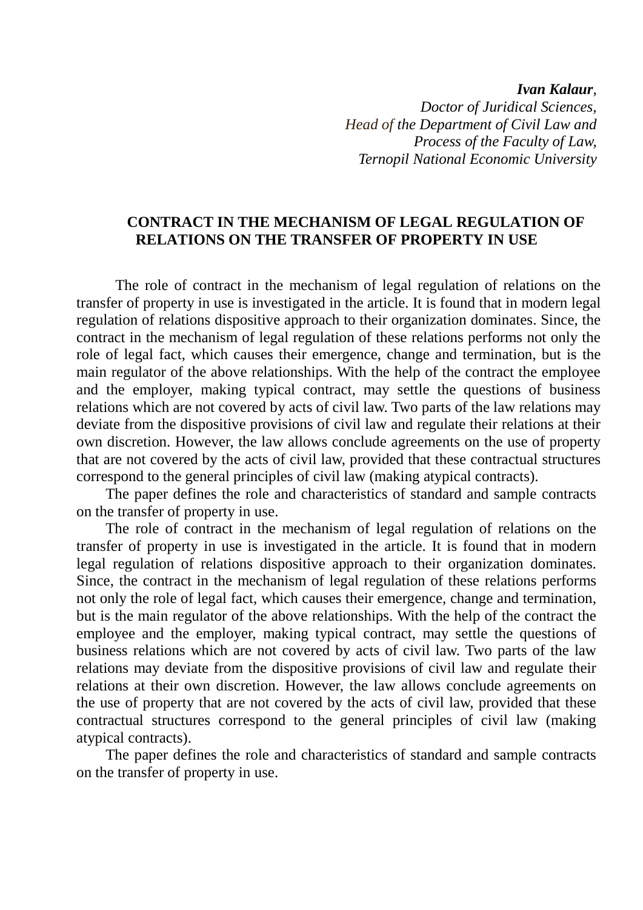***Ivan Kalaur**,*
*Doctor of Juridical Sciences,*
*Head of the Department of Civil Law and Process of the Faculty of Law,*
*Ternopil National Economic University*

## CONTRACT IN THE MECHANISM OF LEGAL REGULATION OF RELATIONS ON THE TRANSFER OF PROPERTY IN USE

The role of contract in the mechanism of legal regulation of relations on the transfer of property in use is investigated in the article. It is found that in modern legal regulation of relations dispositive approach to their organization dominates. Since, the contract in the mechanism of legal regulation of these relations performs not only the role of legal fact, which causes their emergence, change and termination, but is the main regulator of the above relationships. With the help of the contract the employee and the employer, making typical contract, may settle the questions of business relations which are not covered by acts of civil law. Two parts of the law relations may deviate from the dispositive provisions of civil law and regulate their relations at their own discretion. However, the law allows conclude agreements on the use of property that are not covered by the acts of civil law, provided that these contractual structures correspond to the general principles of civil law (making atypical contracts).

The paper defines the role and characteristics of standard and sample contracts on the transfer of property in use.

The role of contract in the mechanism of legal regulation of relations on the transfer of property in use is investigated in the article. It is found that in modern legal regulation of relations dispositive approach to their organization dominates. Since, the contract in the mechanism of legal regulation of these relations performs not only the role of legal fact, which causes their emergence, change and termination, but is the main regulator of the above relationships. With the help of the contract the employee and the employer, making typical contract, may settle the questions of business relations which are not covered by acts of civil law. Two parts of the law relations may deviate from the dispositive provisions of civil law and regulate their relations at their own discretion. However, the law allows conclude agreements on the use of property that are not covered by the acts of civil law, provided that these contractual structures correspond to the general principles of civil law (making atypical contracts).

The paper defines the role and characteristics of standard and sample contracts on the transfer of property in use.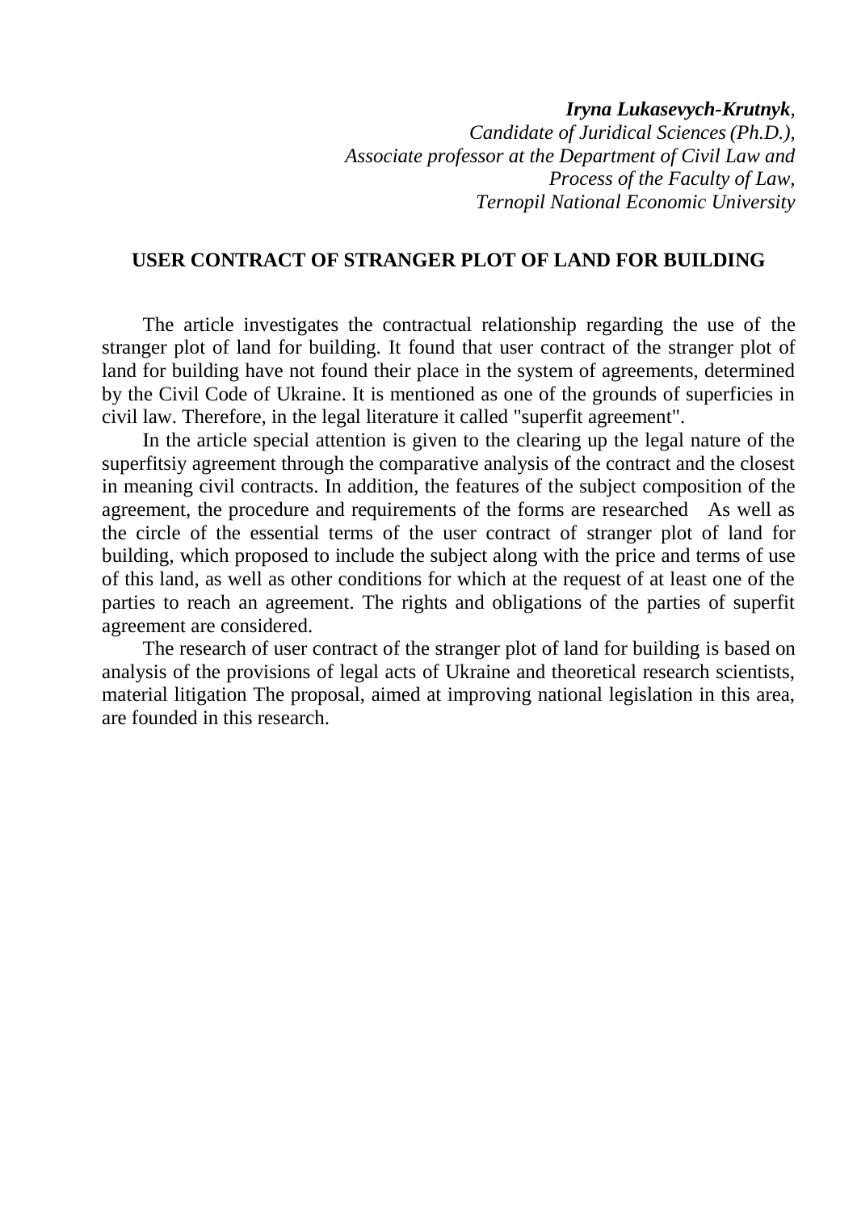***Iryna Lukasevych-Krutnyk**,*
*Candidate of Juridical Sciences (Ph.D.),*
*Associate professor at the Department of Civil Law and Process of the Faculty of Law,*
*Ternopil National Economic University*

**USER CONTRACT OF STRANGER PLOT OF LAND FOR BUILDING**

The article investigates the contractual relationship regarding the use of the stranger plot of land for building. It found that user contract of the stranger plot of land for building have not found their place in the system of agreements, determined by the Civil Code of Ukraine. It is mentioned as one of the grounds of superficies in civil law. Therefore, in the legal literature it called "superfit agreement".

In the article special attention is given to the clearing up the legal nature of the superfitsiy agreement through the comparative analysis of the contract and the closest in meaning civil contracts. In addition, the features of the subject composition of the agreement, the procedure and requirements of the forms are researched As well as the circle of the essential terms of the user contract of stranger plot of land for building, which proposed to include the subject along with the price and terms of use of this land, as well as other conditions for which at the request of at least one of the parties to reach an agreement. The rights and obligations of the parties of superfit agreement are considered.

The research of user contract of the stranger plot of land for building is based on analysis of the provisions of legal acts of Ukraine and theoretical research scientists, material litigation The proposal, aimed at improving national legislation in this area, are founded in this research.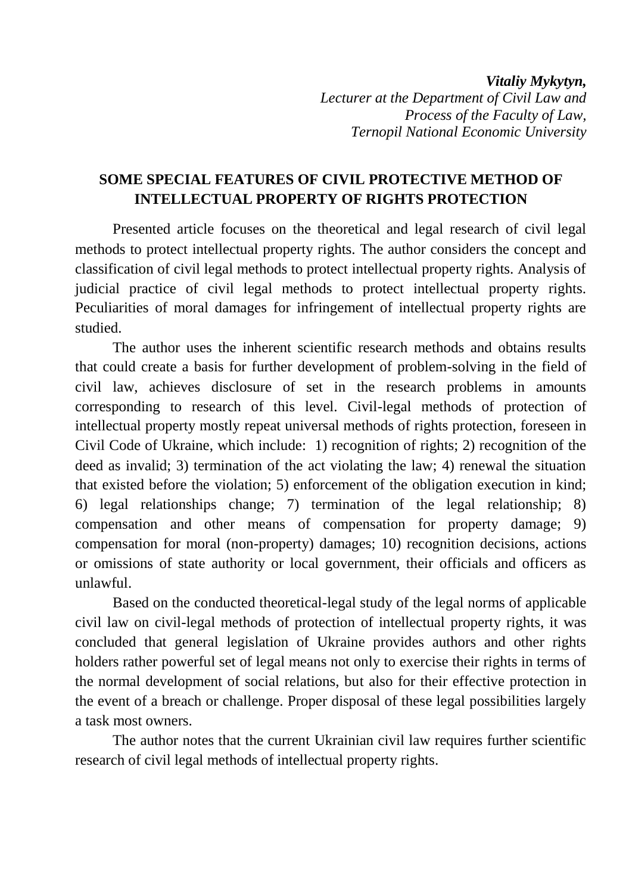***Vitaliy Mykytyn,***
*Lecturer at the Department of Civil Law and Process of the Faculty of Law, Ternopil National Economic University*

## SOME SPECIAL FEATURES OF CIVIL PROTECTIVE METHOD OF INTELLECTUAL PROPERTY OF RIGHTS PROTECTION

Presented article focuses on the theoretical and legal research of civil legal methods to protect intellectual property rights. The author considers the concept and classification of civil legal methods to protect intellectual property rights. Analysis of judicial practice of civil legal methods to protect intellectual property rights. Peculiarities of moral damages for infringement of intellectual property rights are studied.

The author uses the inherent scientific research methods and obtains results that could create a basis for further development of problem-solving in the field of civil law, achieves disclosure of set in the research problems in amounts corresponding to research of this level. Civil-legal methods of protection of intellectual property mostly repeat universal methods of rights protection, foreseen in Civil Code of Ukraine, which include: 1) recognition of rights; 2) recognition of the deed as invalid; 3) termination of the act violating the law; 4) renewal the situation that existed before the violation; 5) enforcement of the obligation execution in kind; 6) legal relationships change; 7) termination of the legal relationship; 8) compensation and other means of compensation for property damage; 9) compensation for moral (non-property) damages; 10) recognition decisions, actions or omissions of state authority or local government, their officials and officers as unlawful.

Based on the conducted theoretical-legal study of the legal norms of applicable civil law on civil-legal methods of protection of intellectual property rights, it was concluded that general legislation of Ukraine provides authors and other rights holders rather powerful set of legal means not only to exercise their rights in terms of the normal development of social relations, but also for their effective protection in the event of a breach or challenge. Proper disposal of these legal possibilities largely a task most owners.

The author notes that the current Ukrainian civil law requires further scientific research of civil legal methods of intellectual property rights.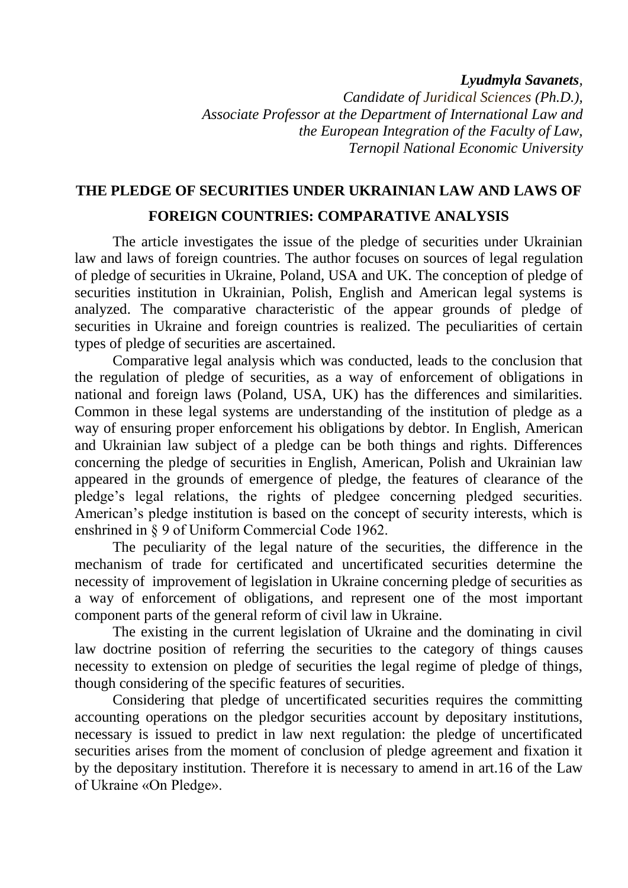***Lyudmyla Savanets***,
*Candidate of Juridical Sciences (Ph.D.),*
*Associate Professor at the Department of International Law and the European Integration of the Faculty of Law,*
*Ternopil National Economic University*

## THE PLEDGE OF SECURITIES UNDER UKRAINIAN LAW AND LAWS OF FOREIGN COUNTRIES: COMPARATIVE ANALYSIS

The article investigates the issue of the pledge of securities under Ukrainian law and laws of foreign countries. The author focuses on sources of legal regulation of pledge of securities in Ukraine, Poland, USA and UK. The conception of pledge of securities institution in Ukrainian, Polish, English and American legal systems is analyzed. The comparative characteristic of the appear grounds of pledge of securities in Ukraine and foreign countries is realized. The peculiarities of certain types of pledge of securities are ascertained.

Comparative legal analysis which was conducted, leads to the conclusion that the regulation of pledge of securities, as a way of enforcement of obligations in national and foreign laws (Poland, USA, UK) has the differences and similarities. Common in these legal systems are understanding of the institution of pledge as a way of ensuring proper enforcement his obligations by debtor. In English, American and Ukrainian law subject of a pledge can be both things and rights. Differences concerning the pledge of securities in English, American, Polish and Ukrainian law appeared in the grounds of emergence of pledge, the features of clearance of the pledge's legal relations, the rights of pledgee concerning pledged securities. American's pledge institution is based on the concept of security interests, which is enshrined in § 9 of Uniform Commercial Code 1962.

The peculiarity of the legal nature of the securities, the difference in the mechanism of trade for certificated and uncertificated securities determine the necessity of improvement of legislation in Ukraine concerning pledge of securities as a way of enforcement of obligations, and represent one of the most important component parts of the general reform of civil law in Ukraine.

The existing in the current legislation of Ukraine and the dominating in civil law doctrine position of referring the securities to the category of things causes necessity to extension on pledge of securities the legal regime of pledge of things, though considering of the specific features of securities.

Considering that pledge of uncertificated securities requires the committing accounting operations on the pledgor securities account by depositary institutions, necessary is issued to predict in law next regulation: the pledge of uncertificated securities arises from the moment of conclusion of pledge agreement and fixation it by the depositary institution. Therefore it is necessary to amend in art.16 of the Law of Ukraine «On Pledge».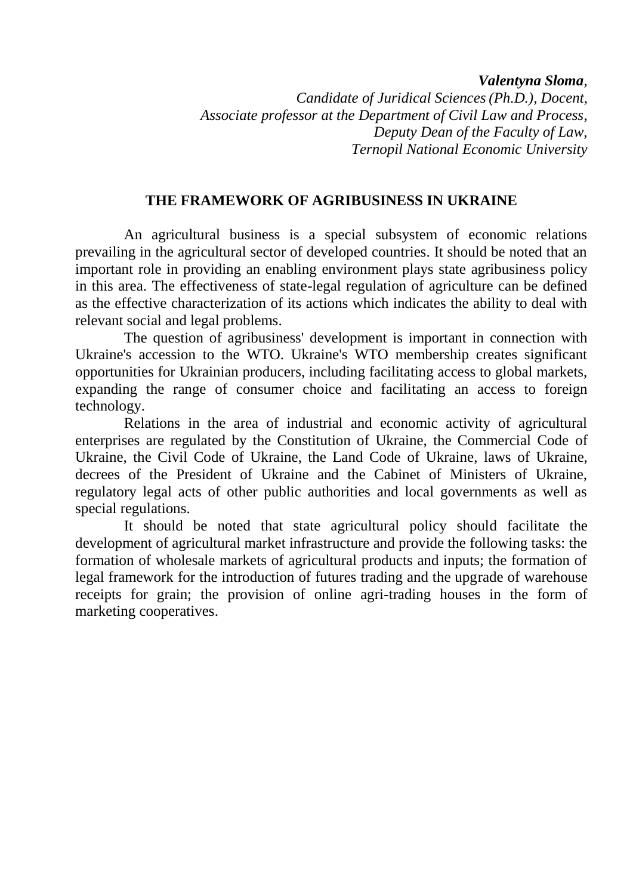***Valentyna Sloma**,*
*Candidate of Juridical Sciences (Ph.D.), Docent,*
*Associate professor at the Department of Civil Law and Process,*
*Deputy Dean of the Faculty of Law,*
*Ternopil National Economic University*

# THE FRAMEWORK OF AGRIBUSINESS IN UKRAINE

An agricultural business is a special subsystem of economic relations prevailing in the agricultural sector of developed countries. It should be noted that an important role in providing an enabling environment plays state agribusiness policy in this area. The effectiveness of state-legal regulation of agriculture can be defined as the effective characterization of its actions which indicates the ability to deal with relevant social and legal problems.

The question of agribusiness' development is important in connection with Ukraine's accession to the WTO. Ukraine's WTO membership creates significant opportunities for Ukrainian producers, including facilitating access to global markets, expanding the range of consumer choice and facilitating an access to foreign technology.

Relations in the area of industrial and economic activity of agricultural enterprises are regulated by the Constitution of Ukraine, the Commercial Code of Ukraine, the Civil Code of Ukraine, the Land Code of Ukraine, laws of Ukraine, decrees of the President of Ukraine and the Cabinet of Ministers of Ukraine, regulatory legal acts of other public authorities and local governments as well as special regulations.

It should be noted that state agricultural policy should facilitate the development of agricultural market infrastructure and provide the following tasks: the formation of wholesale markets of agricultural products and inputs; the formation of legal framework for the introduction of futures trading and the upgrade of warehouse receipts for grain; the provision of online agri-trading houses in the form of marketing cooperatives.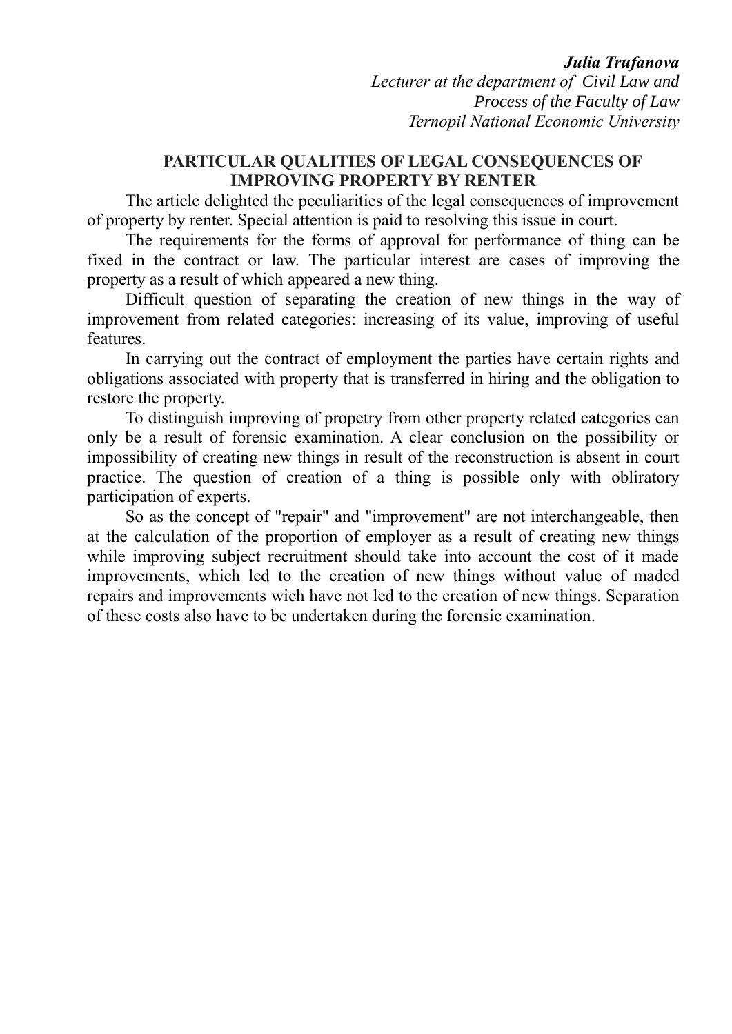***Julia Trufanova***
*Lecturer at the department of Civil Law and Process of the Faculty of Law*
*Ternopil National Economic University*

## PARTICULAR QUALITIES OF LEGAL CONSEQUENCES OF IMPROVING PROPERTY BY RENTER

The article delighted the peculiarities of the legal consequences of improvement of property by renter. Special attention is paid to resolving this issue in court.

The requirements for the forms of approval for performance of thing can be fixed in the contract or law. The particular interest are cases of improving the property as a result of which appeared a new thing.

Difficult question of separating the creation of new things in the way of improvement from related categories: increasing of its value, improving of useful features.

In carrying out the contract of employment the parties have certain rights and obligations associated with property that is transferred in hiring and the obligation to restore the property.

To distinguish improving of propetry from other property related categories can only be a result of forensic examination. A clear conclusion on the possibility or impossibility of creating new things in result of the reconstruction is absent in court practice. The question of creation of a thing is possible only with obliratory participation of experts.

So as the concept of "repair" and "improvement" are not interchangeable, then at the calculation of the proportion of employer as a result of creating new things while improving subject recruitment should take into account the cost of it made improvements, which led to the creation of new things without value of maded repairs and improvements wich have not led to the creation of new things. Separation of these costs also have to be undertaken during the forensic examination.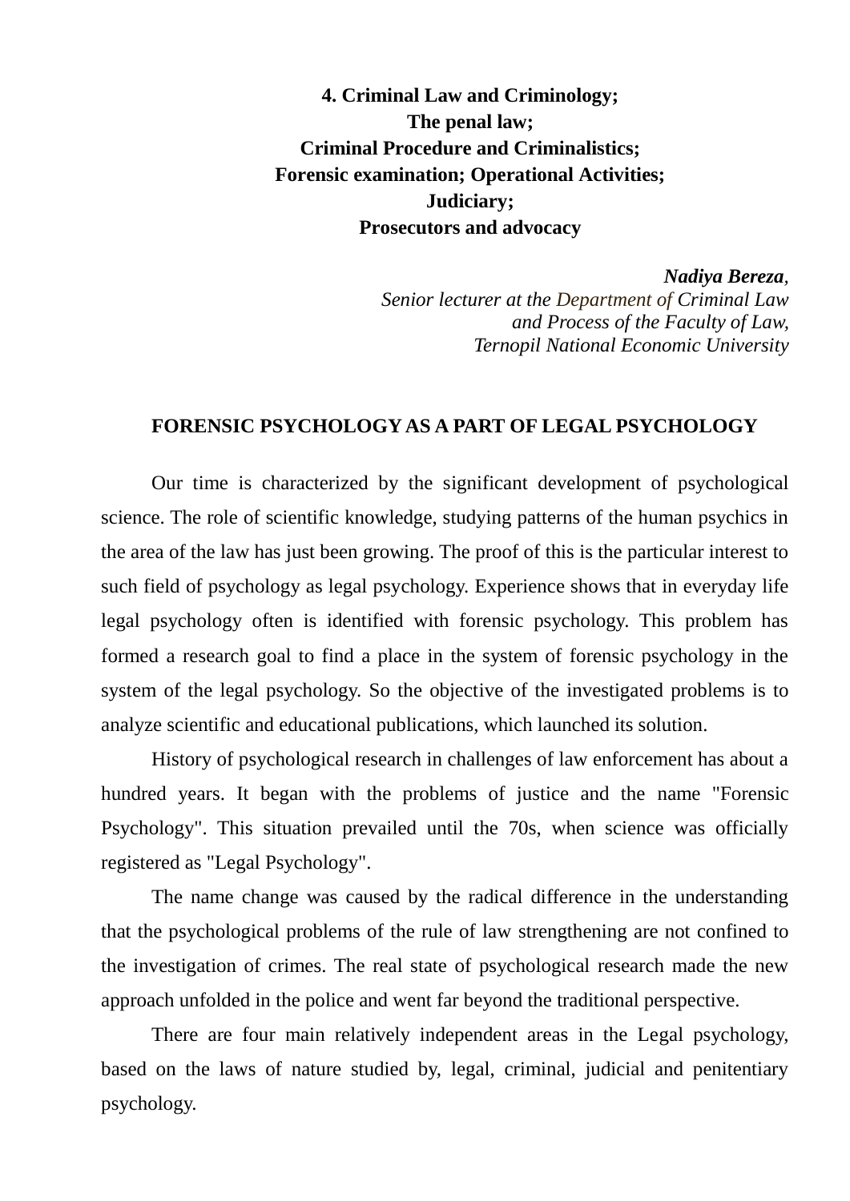# 4. Criminal Law and Criminology; The penal law; Criminal Procedure and Criminalistics; Forensic examination; Operational Activities; Judiciary; Prosecutors and advocacy

***Nadiya Bereza****,*
*Senior lecturer at the Department of Criminal Law and Process of the Faculty of Law, Ternopil National Economic University*

## FORENSIC PSYCHOLOGY AS A PART OF LEGAL PSYCHOLOGY

Our time is characterized by the significant development of psychological science. The role of scientific knowledge, studying patterns of the human psychics in the area of the law has just been growing. The proof of this is the particular interest to such field of psychology as legal psychology. Experience shows that in everyday life legal psychology often is identified with forensic psychology. This problem has formed a research goal to find a place in the system of forensic psychology in the system of the legal psychology. So the objective of the investigated problems is to analyze scientific and educational publications, which launched its solution.

History of psychological research in challenges of law enforcement has about a hundred years. It began with the problems of justice and the name "Forensic Psychology". This situation prevailed until the 70s, when science was officially registered as "Legal Psychology".

The name change was caused by the radical difference in the understanding that the psychological problems of the rule of law strengthening are not confined to the investigation of crimes. The real state of psychological research made the new approach unfolded in the police and went far beyond the traditional perspective.

There are four main relatively independent areas in the Legal psychology, based on the laws of nature studied by, legal, criminal, judicial and penitentiary psychology.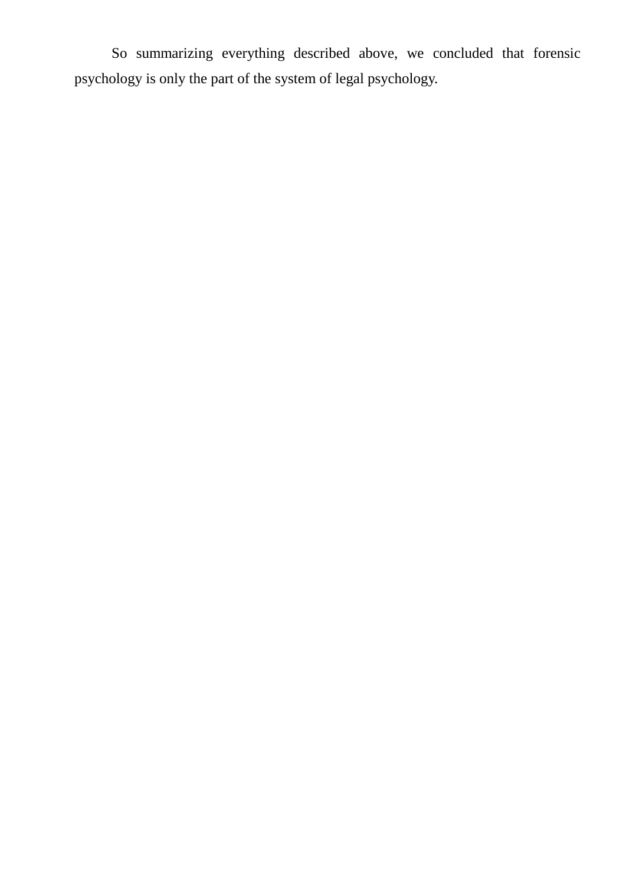So summarizing everything described above, we concluded that forensic psychology is only the part of the system of legal psychology.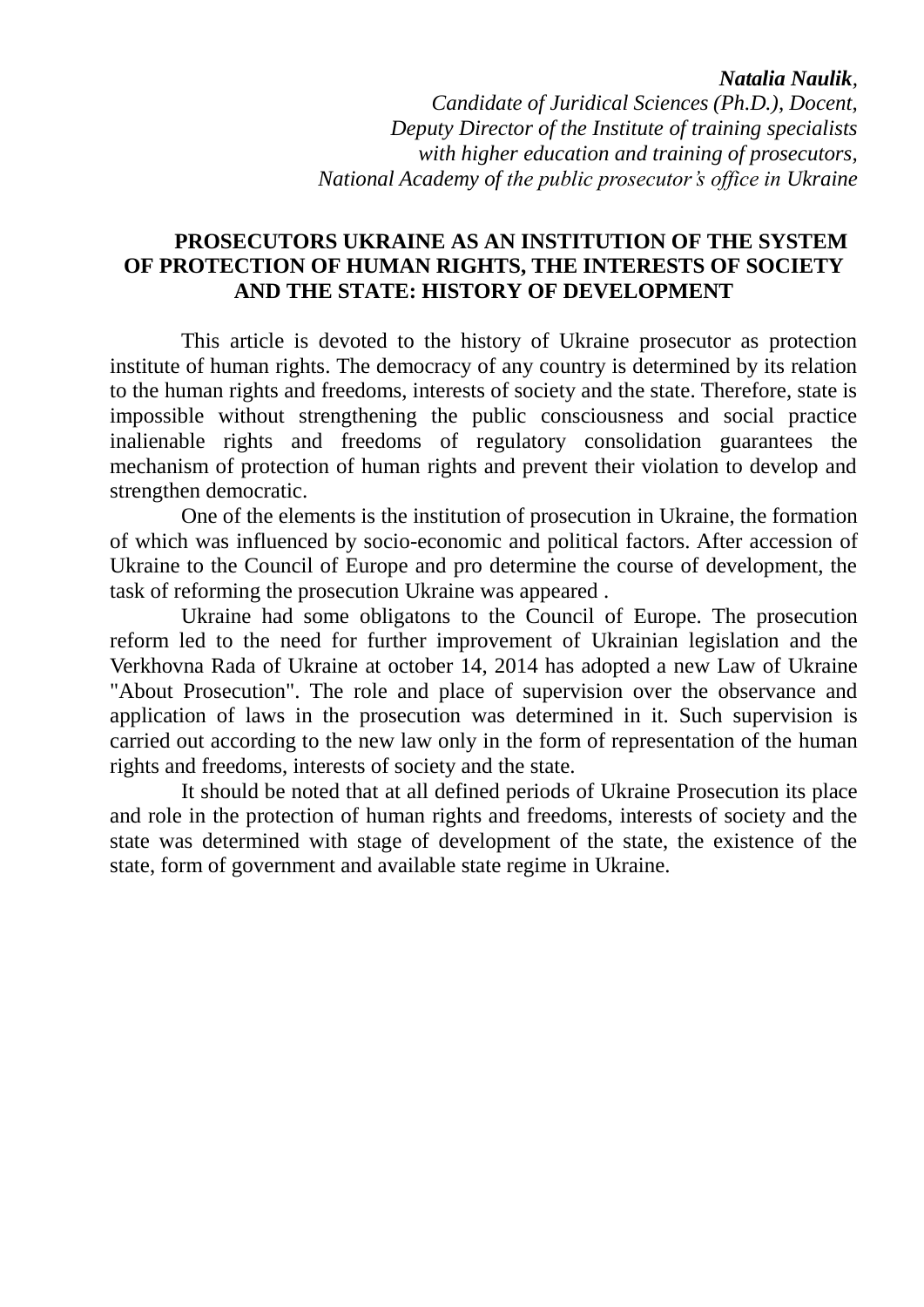***Natalia Naulik**,*
*Candidate of Juridical Sciences (Ph.D.), Docent,*
*Deputy Director of the Institute of training specialists*
*with higher education and training of prosecutors,*
*National Academy of the public prosecutor's office in Ukraine*

## PROSECUTORS UKRAINE AS AN INSTITUTION OF THE SYSTEM OF PROTECTION OF HUMAN RIGHTS, THE INTERESTS OF SOCIETY AND THE STATE: HISTORY OF DEVELOPMENT

This article is devoted to the history of Ukraine prosecutor as protection institute of human rights. The democracy of any country is determined by its relation to the human rights and freedoms, interests of society and the state. Therefore, state is impossible without strengthening the public consciousness and social practice inalienable rights and freedoms of regulatory consolidation guarantees the mechanism of protection of human rights and prevent their violation to develop and strengthen democratic.

One of the elements is the institution of prosecution in Ukraine, the formation of which was influenced by socio-economic and political factors. After accession of Ukraine to the Council of Europe and pro determine the course of development, the task of reforming the prosecution Ukraine was appeared .

Ukraine had some obligatons to the Council of Europe. The prosecution reform led to the need for further improvement of Ukrainian legislation and the Verkhovna Rada of Ukraine at october 14, 2014 has adopted a new Law of Ukraine "About Prosecution". The role and place of supervision over the observance and application of laws in the prosecution was determined in it. Such supervision is carried out according to the new law only in the form of representation of the human rights and freedoms, interests of society and the state.

It should be noted that at all defined periods of Ukraine Prosecution its place and role in the protection of human rights and freedoms, interests of society and the state was determined with stage of development of the state, the existence of the state, form of government and available state regime in Ukraine.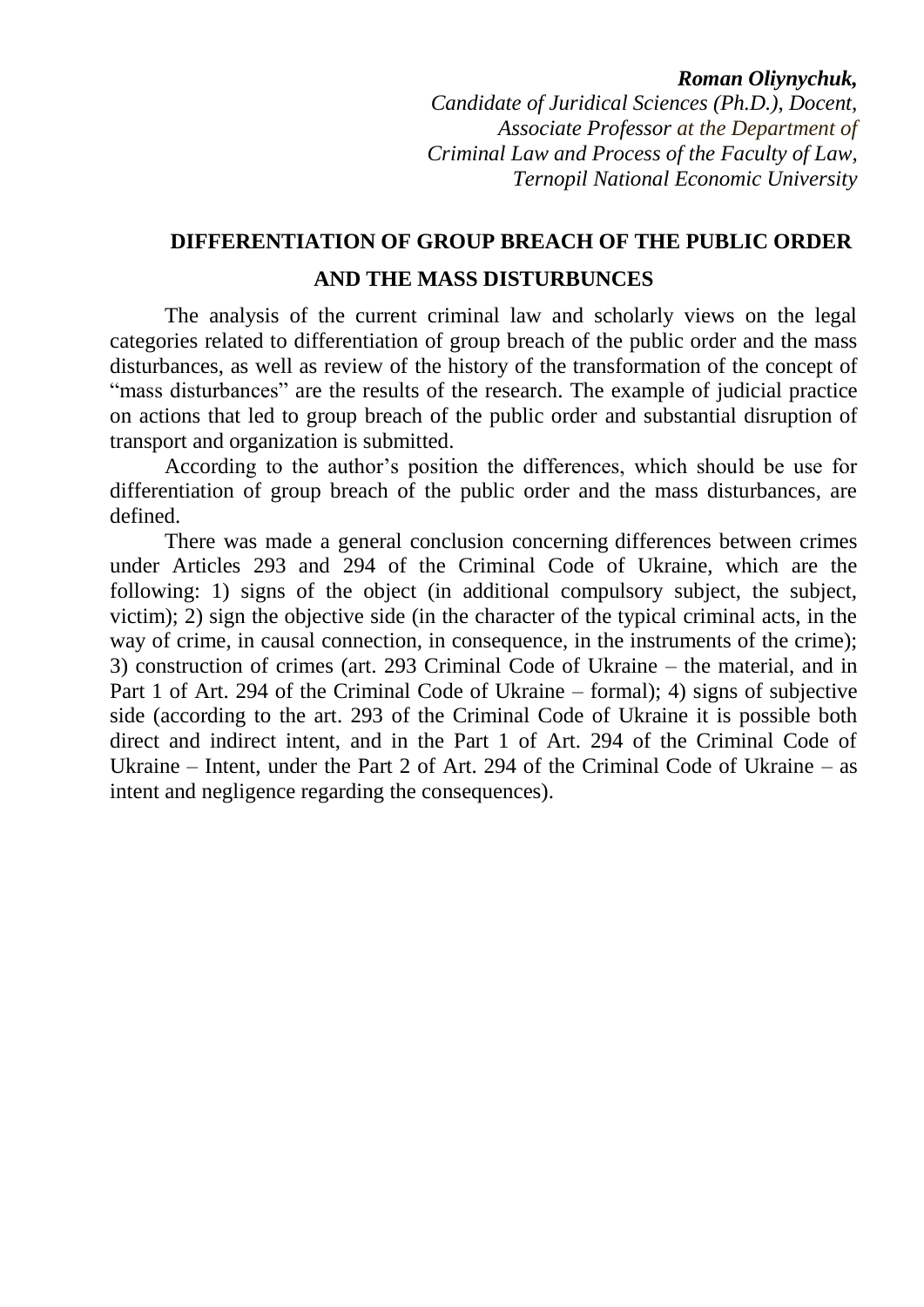***Roman Oliynychuk,***
*Candidate of Juridical Sciences (Ph.D.), Docent,*
*Associate Professor at the Department of*
*Criminal Law and Process of the Faculty of Law,*
*Ternopil National Economic University*

## DIFFERENTIATION OF GROUP BREACH OF THE PUBLIC ORDER AND THE MASS DISTURBUNCES

The analysis of the current criminal law and scholarly views on the legal categories related to differentiation of group breach of the public order and the mass disturbances, as well as review of the history of the transformation of the concept of "mass disturbances" are the results of the research. The example of judicial practice on actions that led to group breach of the public order and substantial disruption of transport and organization is submitted.

According to the author's position the differences, which should be use for differentiation of group breach of the public order and the mass disturbances, are defined.

There was made a general conclusion concerning differences between crimes under Articles 293 and 294 of the Criminal Code of Ukraine, which are the following: 1) signs of the object (in additional compulsory subject, the subject, victim); 2) sign the objective side (in the character of the typical criminal acts, in the way of crime, in causal connection, in consequence, in the instruments of the crime); 3) construction of crimes (art. 293 Criminal Code of Ukraine – the material, and in Part 1 of Art. 294 of the Criminal Code of Ukraine – formal); 4) signs of subjective side (according to the art. 293 of the Criminal Code of Ukraine it is possible both direct and indirect intent, and in the Part 1 of Art. 294 of the Criminal Code of Ukraine – Intent, under the Part 2 of Art. 294 of the Criminal Code of Ukraine – as intent and negligence regarding the consequences).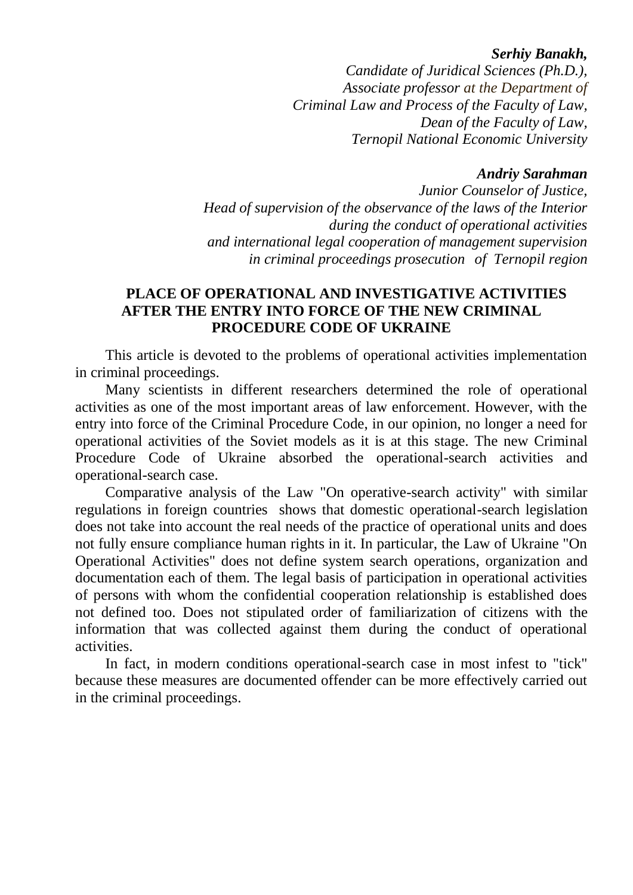***Serhiy Banakh,***
*Candidate of Juridical Sciences (Ph.D.),*
*Associate professor at the Department of*
*Criminal Law and Process of the Faculty of Law,*
*Dean of the Faculty of Law,*
*Ternopil National Economic University*

***Andriy Sarahman***
*Junior Counselor of Justice,*
*Head of supervision of the observance of the laws of the Interior*
*during the conduct of operational activities*
*and international legal cooperation of management supervision*
*in criminal proceedings prosecution of Ternopil region*

## PLACE OF OPERATIONAL AND INVESTIGATIVE ACTIVITIES AFTER THE ENTRY INTO FORCE OF THE NEW CRIMINAL PROCEDURE CODE OF UKRAINE

This article is devoted to the problems of operational activities implementation in criminal proceedings.

Many scientists in different researchers determined the role of operational activities as one of the most important areas of law enforcement. However, with the entry into force of the Criminal Procedure Code, in our opinion, no longer a need for operational activities of the Soviet models as it is at this stage. The new Criminal Procedure Code of Ukraine absorbed the operational-search activities and operational-search case.

Comparative analysis of the Law "On operative-search activity" with similar regulations in foreign countries shows that domestic operational-search legislation does not take into account the real needs of the practice of operational units and does not fully ensure compliance human rights in it. In particular, the Law of Ukraine "On Operational Activities" does not define system search operations, organization and documentation each of them. The legal basis of participation in operational activities of persons with whom the confidential cooperation relationship is established does not defined too. Does not stipulated order of familiarization of citizens with the information that was collected against them during the conduct of operational activities.

In fact, in modern conditions operational-search case in most infest to "tick" because these measures are documented offender can be more effectively carried out in the criminal proceedings.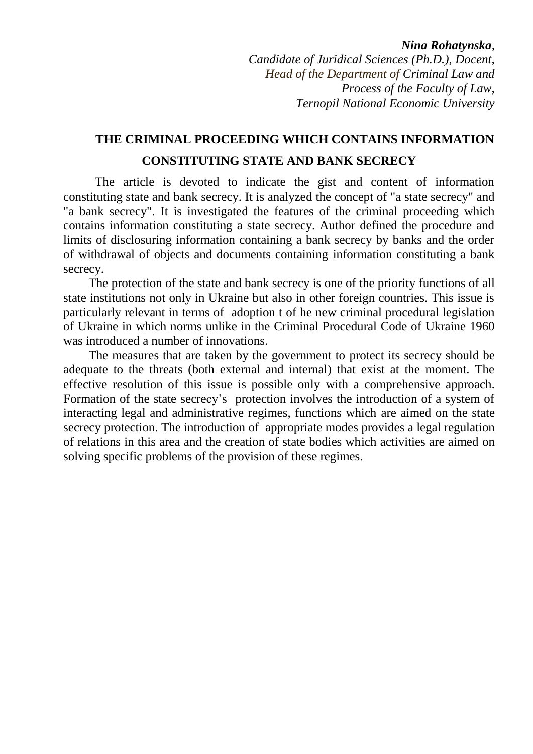***Nina Rohatynska***,
*Candidate of Juridical Sciences (Ph.D.), Docent,*
*Head of the Department of Criminal Law and*
*Process of the Faculty of Law,*
*Ternopil National Economic University*

## THE CRIMINAL PROCEEDING WHICH CONTAINS INFORMATION CONSTITUTING STATE AND BANK SECRECY

The article is devoted to indicate the gist and content of information constituting state and bank secrecy. It is analyzed the concept of "a state secrecy" and "a bank secrecy". It is investigated the features of the criminal proceeding which contains information constituting a state secrecy. Author defined the procedure and limits of disclosuring information containing a bank secrecy by banks and the order of withdrawal of objects and documents containing information constituting a bank secrecy.

The protection of the state and bank secrecy is one of the priority functions of all state institutions not only in Ukraine but also in other foreign countries. This issue is particularly relevant in terms of adoption t of he new criminal procedural legislation of Ukraine in which norms unlike in the Criminal Procedural Code of Ukraine 1960 was introduced a number of innovations.

The measures that are taken by the government to protect its secrecy should be adequate to the threats (both external and internal) that exist at the moment. The effective resolution of this issue is possible only with a comprehensive approach. Formation of the state secrecy's protection involves the introduction of a system of interacting legal and administrative regimes, functions which are aimed on the state secrecy protection. The introduction of appropriate modes provides a legal regulation of relations in this area and the creation of state bodies which activities are aimed on solving specific problems of the provision of these regimes.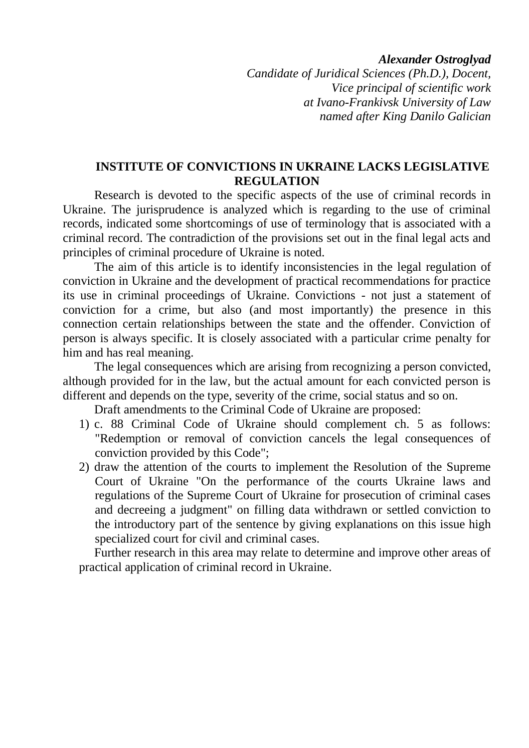***Alexander Ostroglyad***
*Candidate of Juridical Sciences (Ph.D.), Docent,*
*Vice principal of scientific work*
*at Ivano-Frankivsk University of Law*
*named after King Danilo Galician*

## INSTITUTE OF CONVICTIONS IN UKRAINE LACKS LEGISLATIVE REGULATION

Research is devoted to the specific aspects of the use of criminal records in Ukraine. The jurisprudence is analyzed which is regarding to the use of criminal records, indicated some shortcomings of use of terminology that is associated with a criminal record. The contradiction of the provisions set out in the final legal acts and principles of criminal procedure of Ukraine is noted.

The aim of this article is to identify inconsistencies in the legal regulation of conviction in Ukraine and the development of practical recommendations for practice its use in criminal proceedings of Ukraine. Convictions - not just a statement of conviction for a crime, but also (and most importantly) the presence in this connection certain relationships between the state and the offender. Conviction of person is always specific. It is closely associated with a particular crime penalty for him and has real meaning.

The legal consequences which are arising from recognizing a person convicted, although provided for in the law, but the actual amount for each convicted person is different and depends on the type, severity of the crime, social status and so on.

Draft amendments to the Criminal Code of Ukraine are proposed:

1) c. 88 Criminal Code of Ukraine should complement ch. 5 as follows: "Redemption or removal of conviction cancels the legal consequences of conviction provided by this Code";
2) draw the attention of the courts to implement the Resolution of the Supreme Court of Ukraine "On the performance of the courts Ukraine laws and regulations of the Supreme Court of Ukraine for prosecution of criminal cases and decreeing a judgment" on filling data withdrawn or settled conviction to the introductory part of the sentence by giving explanations on this issue high specialized court for civil and criminal cases.

Further research in this area may relate to determine and improve other areas of practical application of criminal record in Ukraine.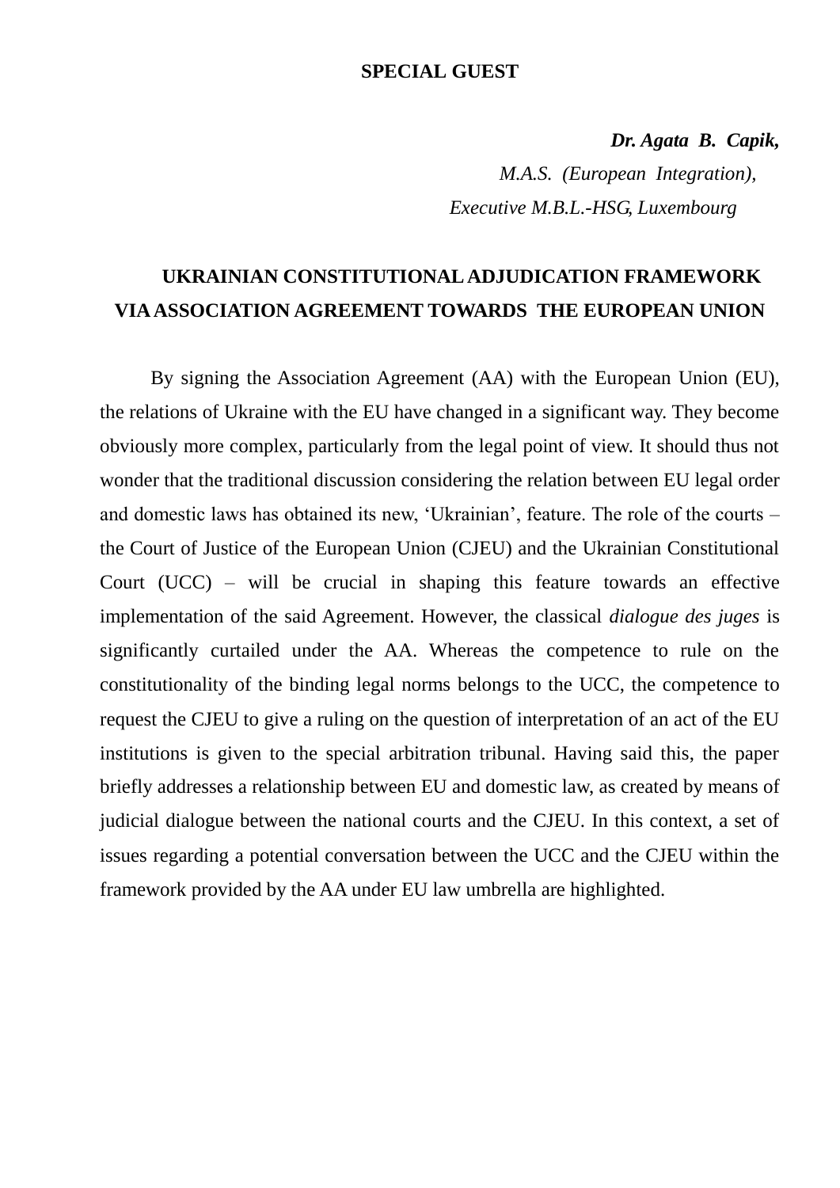**SPECIAL GUEST**

***Dr. Agata B. Capik,***

*M.A.S. (European Integration),*

*Executive M.B.L.-HSG, Luxembourg*

## UKRAINIAN CONSTITUTIONAL ADJUDICATION FRAMEWORK VIA ASSOCIATION AGREEMENT TOWARDS THE EUROPEAN UNION

By signing the Association Agreement (AA) with the European Union (EU), the relations of Ukraine with the EU have changed in a significant way. They become obviously more complex, particularly from the legal point of view. It should thus not wonder that the traditional discussion considering the relation between EU legal order and domestic laws has obtained its new, 'Ukrainian', feature. The role of the courts – the Court of Justice of the European Union (CJEU) and the Ukrainian Constitutional Court (UCC) – will be crucial in shaping this feature towards an effective implementation of the said Agreement. However, the classical *dialogue des juges* is significantly curtailed under the AA. Whereas the competence to rule on the constitutionality of the binding legal norms belongs to the UCC, the competence to request the CJEU to give a ruling on the question of interpretation of an act of the EU institutions is given to the special arbitration tribunal. Having said this, the paper briefly addresses a relationship between EU and domestic law, as created by means of judicial dialogue between the national courts and the CJEU. In this context, a set of issues regarding a potential conversation between the UCC and the CJEU within the framework provided by the AA under EU law umbrella are highlighted.